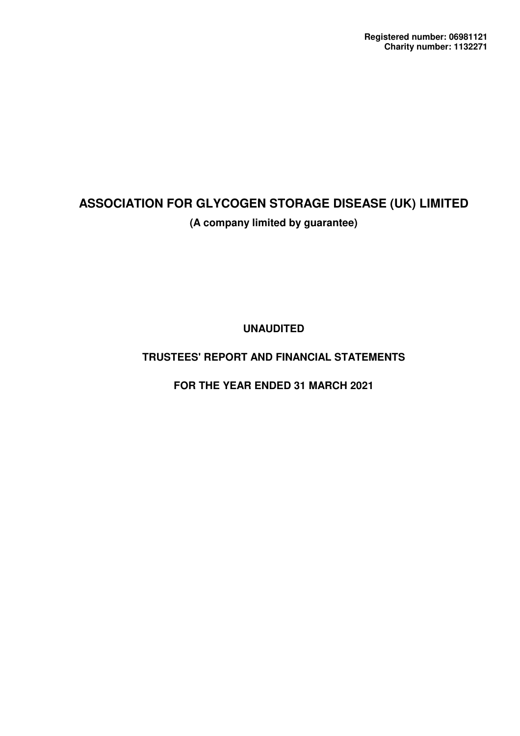**Registered number: 06981121**
**Charity number: 1132271**

# ASSOCIATION FOR GLYCOGEN STORAGE DISEASE (UK) LIMITED

**(A company limited by guarantee)**

**UNAUDITED**

**TRUSTEES' REPORT AND FINANCIAL STATEMENTS**

**FOR THE YEAR ENDED 31 MARCH 2021**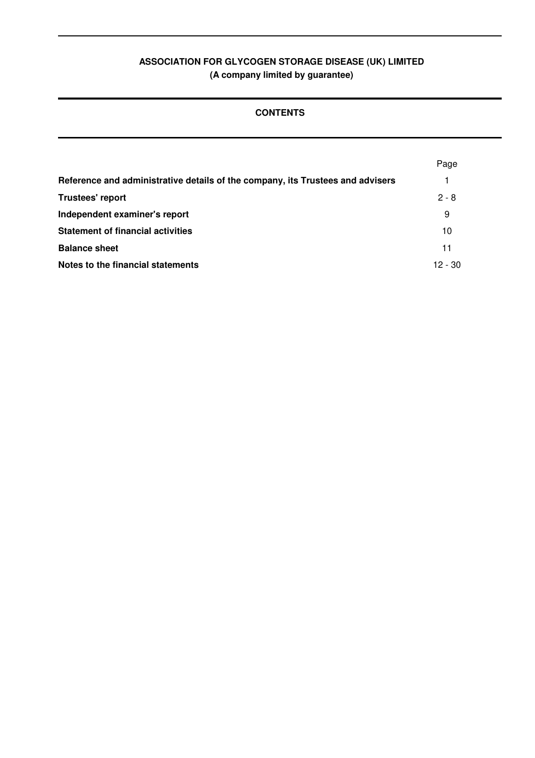**ASSOCIATION FOR GLYCOGEN STORAGE DISEASE (UK) LIMITED**
**(A company limited by guarantee)**

## CONTENTS

| | Page |
|---|---|
| **Reference and administrative details of the company, its Trustees and advisers** | 1 |
| **Trustees' report** | 2 - 8 |
| **Independent examiner's report** | 9 |
| **Statement of financial activities** | 10 |
| **Balance sheet** | 11 |
| **Notes to the financial statements** | 12 - 30 |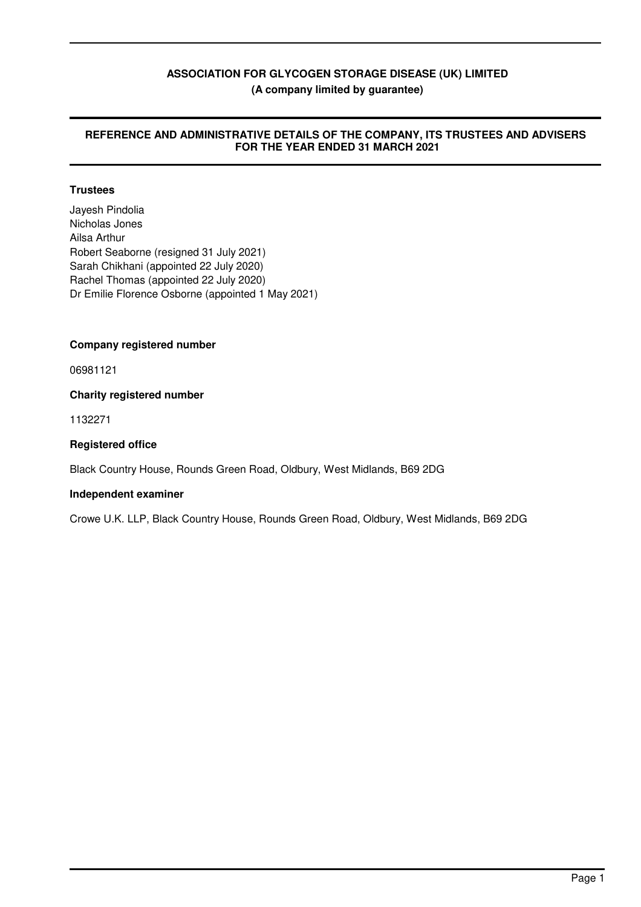# ASSOCIATION FOR GLYCOGEN STORAGE DISEASE (UK) LIMITED

**(A company limited by guarantee)**

## REFERENCE AND ADMINISTRATIVE DETAILS OF THE COMPANY, ITS TRUSTEES AND ADVISERS FOR THE YEAR ENDED 31 MARCH 2021

**Trustees**

Jayesh Pindolia
Nicholas Jones
Ailsa Arthur
Robert Seaborne (resigned 31 July 2021)
Sarah Chikhani (appointed 22 July 2020)
Rachel Thomas (appointed 22 July 2020)
Dr Emilie Florence Osborne (appointed 1 May 2021)

**Company registered number**

06981121

**Charity registered number**

1132271

**Registered office**

Black Country House, Rounds Green Road, Oldbury, West Midlands, B69 2DG

**Independent examiner**

Crowe U.K. LLP, Black Country House, Rounds Green Road, Oldbury, West Midlands, B69 2DG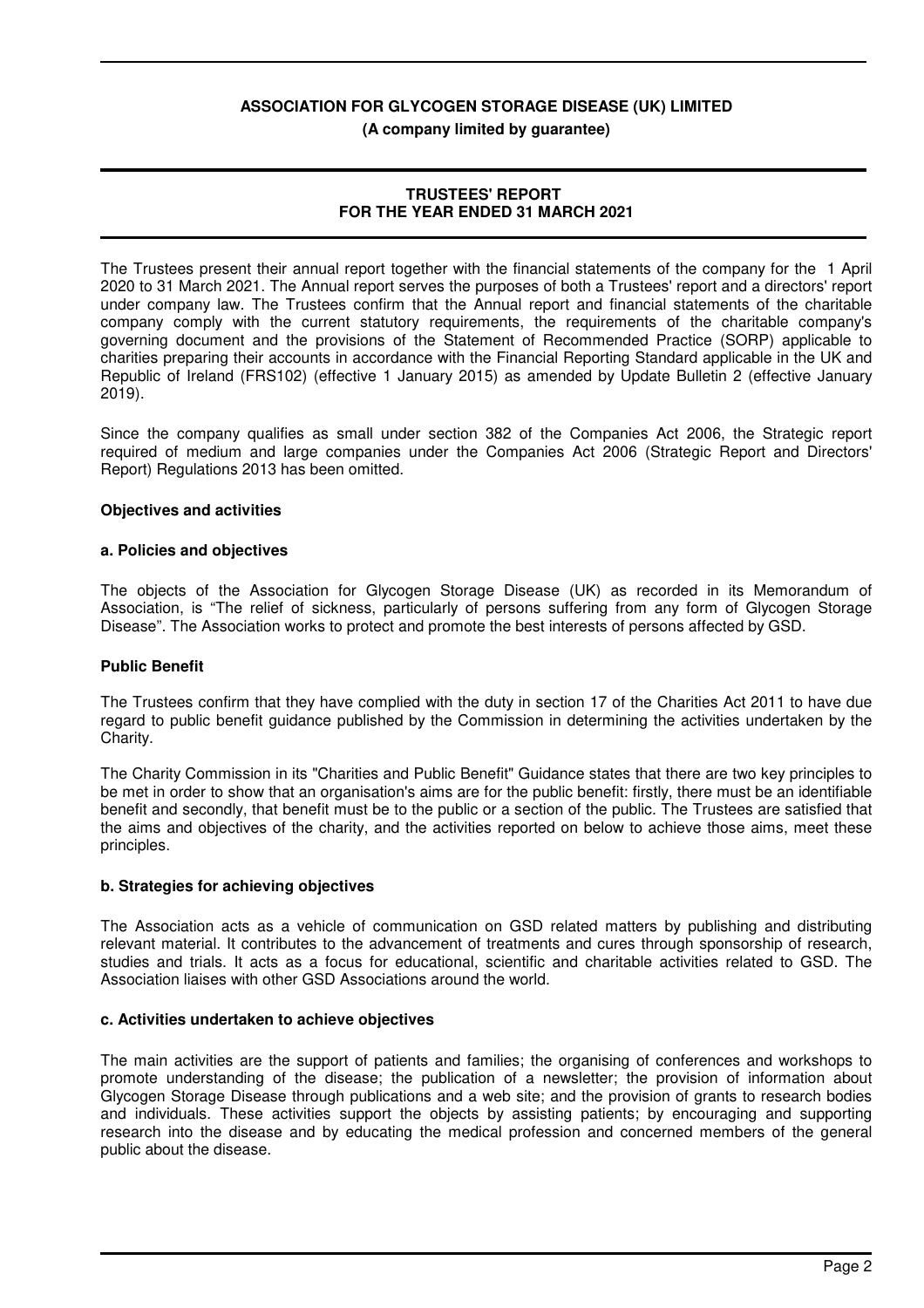**ASSOCIATION FOR GLYCOGEN STORAGE DISEASE (UK) LIMITED**
**(A company limited by guarantee)**

# TRUSTEES' REPORT FOR THE YEAR ENDED 31 MARCH 2021

The Trustees present their annual report together with the financial statements of the company for the 1 April 2020 to 31 March 2021. The Annual report serves the purposes of both a Trustees' report and a directors' report under company law. The Trustees confirm that the Annual report and financial statements of the charitable company comply with the current statutory requirements, the requirements of the charitable company's governing document and the provisions of the Statement of Recommended Practice (SORP) applicable to charities preparing their accounts in accordance with the Financial Reporting Standard applicable in the UK and Republic of Ireland (FRS102) (effective 1 January 2015) as amended by Update Bulletin 2 (effective January 2019).

Since the company qualifies as small under section 382 of the Companies Act 2006, the Strategic report required of medium and large companies under the Companies Act 2006 (Strategic Report and Directors' Report) Regulations 2013 has been omitted.

## Objectives and activities

### a. Policies and objectives

The objects of the Association for Glycogen Storage Disease (UK) as recorded in its Memorandum of Association, is "The relief of sickness, particularly of persons suffering from any form of Glycogen Storage Disease". The Association works to protect and promote the best interests of persons affected by GSD.

### Public Benefit

The Trustees confirm that they have complied with the duty in section 17 of the Charities Act 2011 to have due regard to public benefit guidance published by the Commission in determining the activities undertaken by the Charity.

The Charity Commission in its "Charities and Public Benefit" Guidance states that there are two key principles to be met in order to show that an organisation's aims are for the public benefit: firstly, there must be an identifiable benefit and secondly, that benefit must be to the public or a section of the public. The Trustees are satisfied that the aims and objectives of the charity, and the activities reported on below to achieve those aims, meet these principles.

### b. Strategies for achieving objectives

The Association acts as a vehicle of communication on GSD related matters by publishing and distributing relevant material. It contributes to the advancement of treatments and cures through sponsorship of research, studies and trials. It acts as a focus for educational, scientific and charitable activities related to GSD. The Association liaises with other GSD Associations around the world.

### c. Activities undertaken to achieve objectives

The main activities are the support of patients and families; the organising of conferences and workshops to promote understanding of the disease; the publication of a newsletter; the provision of information about Glycogen Storage Disease through publications and a web site; and the provision of grants to research bodies and individuals. These activities support the objects by assisting patients; by encouraging and supporting research into the disease and by educating the medical profession and concerned members of the general public about the disease.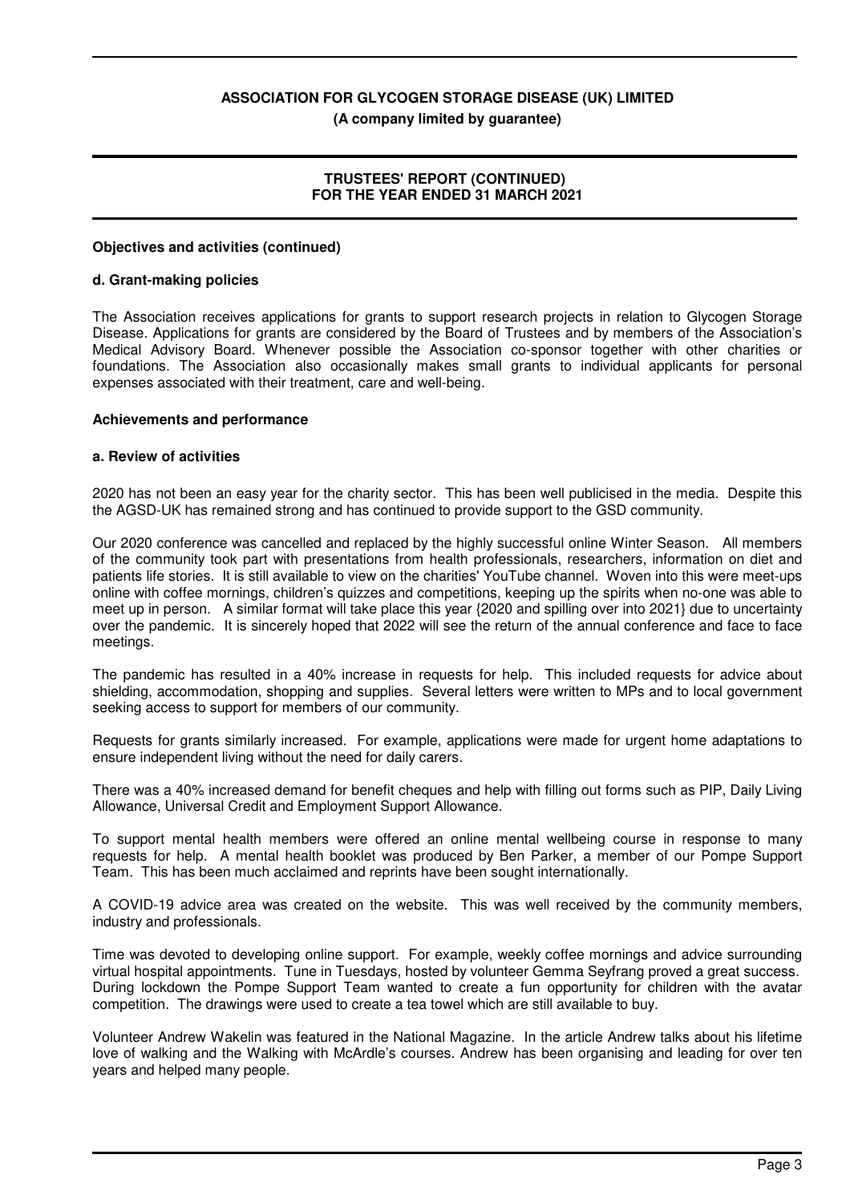**Objectives and activities (continued)**

**d. Grant-making policies**

The Association receives applications for grants to support research projects in relation to Glycogen Storage Disease. Applications for grants are considered by the Board of Trustees and by members of the Association's Medical Advisory Board. Whenever possible the Association co-sponsor together with other charities or foundations. The Association also occasionally makes small grants to individual applicants for personal expenses associated with their treatment, care and well-being.

**Achievements and performance**

**a. Review of activities**

2020 has not been an easy year for the charity sector. This has been well publicised in the media. Despite this the AGSD-UK has remained strong and has continued to provide support to the GSD community.

Our 2020 conference was cancelled and replaced by the highly successful online Winter Season. All members of the community took part with presentations from health professionals, researchers, information on diet and patients life stories. It is still available to view on the charities' YouTube channel. Woven into this were meet-ups online with coffee mornings, children's quizzes and competitions, keeping up the spirits when no-one was able to meet up in person. A similar format will take place this year {2020 and spilling over into 2021} due to uncertainty over the pandemic. It is sincerely hoped that 2022 will see the return of the annual conference and face to face meetings.

The pandemic has resulted in a 40% increase in requests for help. This included requests for advice about shielding, accommodation, shopping and supplies. Several letters were written to MPs and to local government seeking access to support for members of our community.

Requests for grants similarly increased. For example, applications were made for urgent home adaptations to ensure independent living without the need for daily carers.

There was a 40% increased demand for benefit cheques and help with filling out forms such as PIP, Daily Living Allowance, Universal Credit and Employment Support Allowance.

To support mental health members were offered an online mental wellbeing course in response to many requests for help. A mental health booklet was produced by Ben Parker, a member of our Pompe Support Team. This has been much acclaimed and reprints have been sought internationally.

A COVID-19 advice area was created on the website. This was well received by the community members, industry and professionals.

Time was devoted to developing online support. For example, weekly coffee mornings and advice surrounding virtual hospital appointments. Tune in Tuesdays, hosted by volunteer Gemma Seyfrang proved a great success. During lockdown the Pompe Support Team wanted to create a fun opportunity for children with the avatar competition. The drawings were used to create a tea towel which are still available to buy.

Volunteer Andrew Wakelin was featured in the National Magazine. In the article Andrew talks about his lifetime love of walking and the Walking with McArdle's courses. Andrew has been organising and leading for over ten years and helped many people.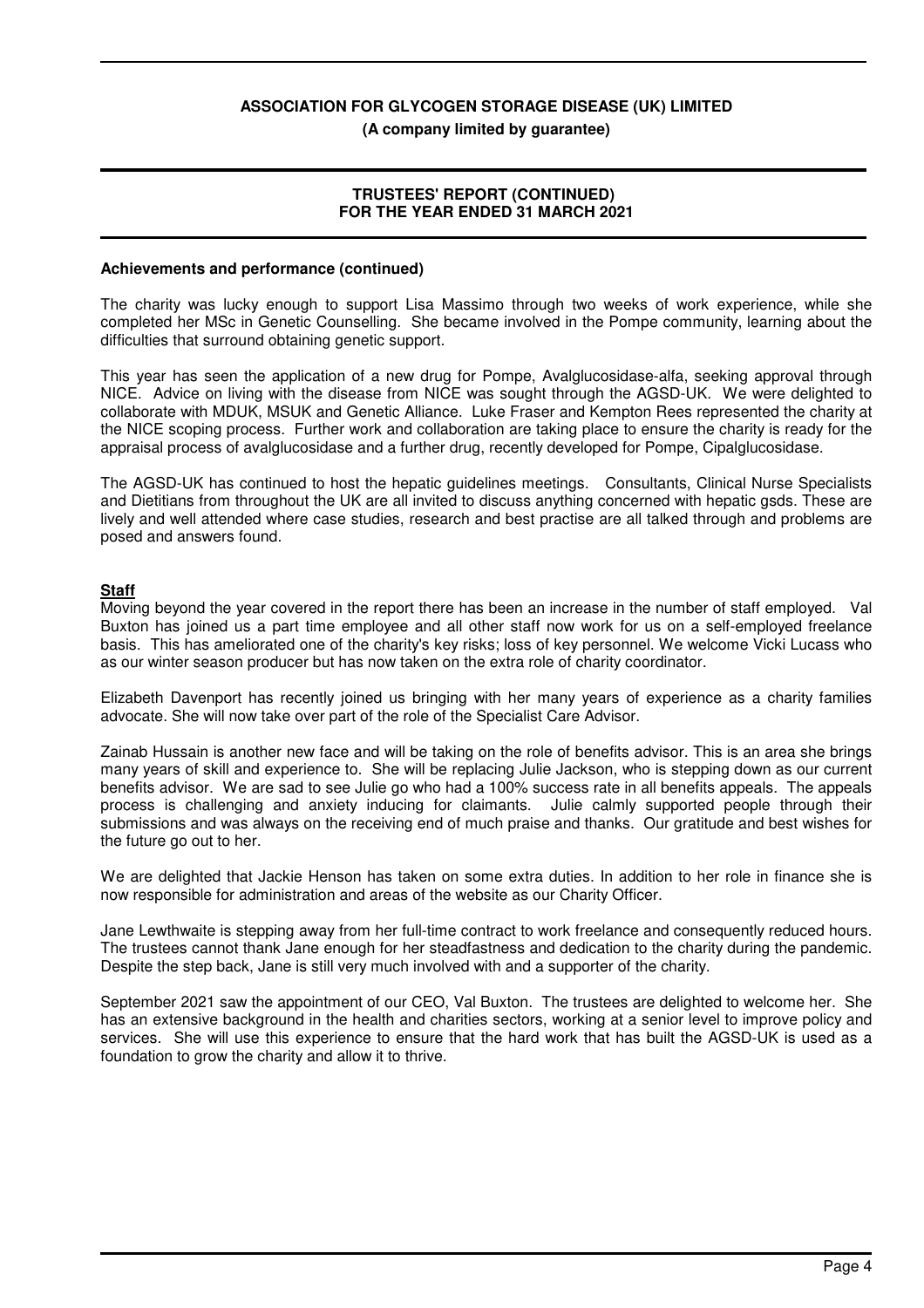**ASSOCIATION FOR GLYCOGEN STORAGE DISEASE (UK) LIMITED**
**(A company limited by guarantee)**

**TRUSTEES' REPORT (CONTINUED)**
**FOR THE YEAR ENDED 31 MARCH 2021**

**Achievements and performance (continued)**

The charity was lucky enough to support Lisa Massimo through two weeks of work experience, while she completed her MSc in Genetic Counselling. She became involved in the Pompe community, learning about the difficulties that surround obtaining genetic support.

This year has seen the application of a new drug for Pompe, Avalglucosidase-alfa, seeking approval through NICE. Advice on living with the disease from NICE was sought through the AGSD-UK. We were delighted to collaborate with MDUK, MSUK and Genetic Alliance. Luke Fraser and Kempton Rees represented the charity at the NICE scoping process. Further work and collaboration are taking place to ensure the charity is ready for the appraisal process of avalglucosidase and a further drug, recently developed for Pompe, Cipalglucosidase.

The AGSD-UK has continued to host the hepatic guidelines meetings. Consultants, Clinical Nurse Specialists and Dietitians from throughout the UK are all invited to discuss anything concerned with hepatic gsds. These are lively and well attended where case studies, research and best practise are all talked through and problems are posed and answers found.

**Staff**

Moving beyond the year covered in the report there has been an increase in the number of staff employed. Val Buxton has joined us a part time employee and all other staff now work for us on a self-employed freelance basis. This has ameliorated one of the charity's key risks; loss of key personnel. We welcome Vicki Lucass who as our winter season producer but has now taken on the extra role of charity coordinator.

Elizabeth Davenport has recently joined us bringing with her many years of experience as a charity families advocate. She will now take over part of the role of the Specialist Care Advisor.

Zainab Hussain is another new face and will be taking on the role of benefits advisor. This is an area she brings many years of skill and experience to. She will be replacing Julie Jackson, who is stepping down as our current benefits advisor. We are sad to see Julie go who had a 100% success rate in all benefits appeals. The appeals process is challenging and anxiety inducing for claimants. Julie calmly supported people through their submissions and was always on the receiving end of much praise and thanks. Our gratitude and best wishes for the future go out to her.

We are delighted that Jackie Henson has taken on some extra duties. In addition to her role in finance she is now responsible for administration and areas of the website as our Charity Officer.

Jane Lewthwaite is stepping away from her full-time contract to work freelance and consequently reduced hours. The trustees cannot thank Jane enough for her steadfastness and dedication to the charity during the pandemic. Despite the step back, Jane is still very much involved with and a supporter of the charity.

September 2021 saw the appointment of our CEO, Val Buxton. The trustees are delighted to welcome her. She has an extensive background in the health and charities sectors, working at a senior level to improve policy and services. She will use this experience to ensure that the hard work that has built the AGSD-UK is used as a foundation to grow the charity and allow it to thrive.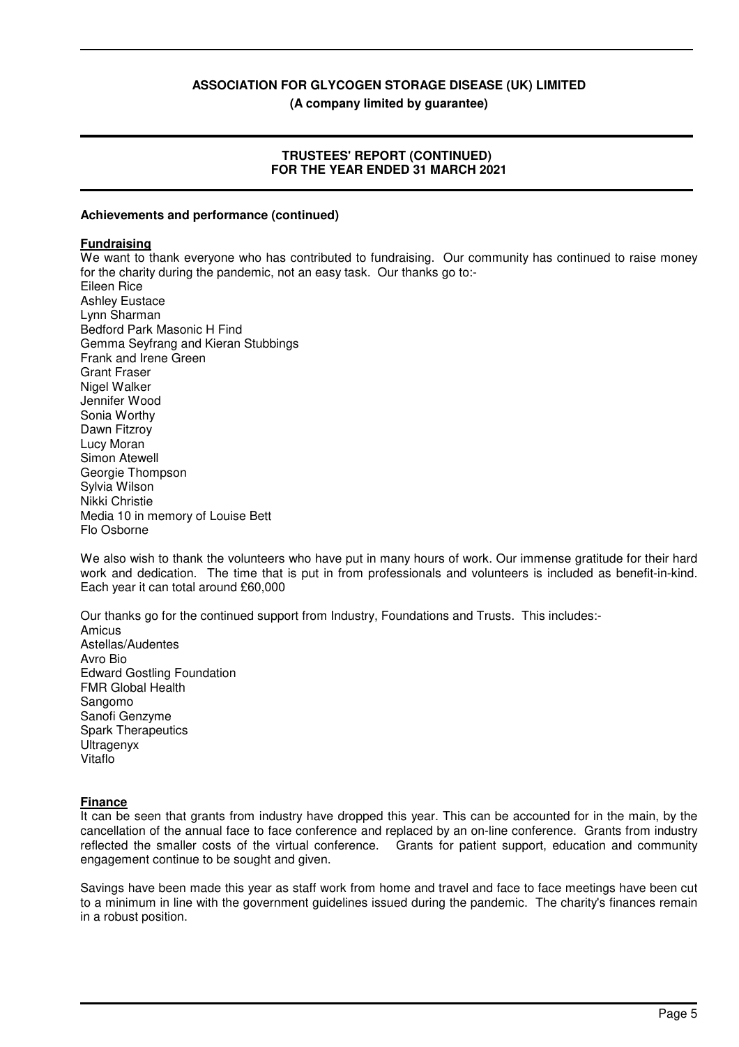**Achievements and performance (continued)**

**Fundraising**

We want to thank everyone who has contributed to fundraising. Our community has continued to raise money for the charity during the pandemic, not an easy task. Our thanks go to:-

Eileen Rice
Ashley Eustace
Lynn Sharman
Bedford Park Masonic H Find
Gemma Seyfrang and Kieran Stubbings
Frank and Irene Green
Grant Fraser
Nigel Walker
Jennifer Wood
Sonia Worthy
Dawn Fitzroy
Lucy Moran
Simon Atewell
Georgie Thompson
Sylvia Wilson
Nikki Christie
Media 10 in memory of Louise Bett
Flo Osborne

We also wish to thank the volunteers who have put in many hours of work. Our immense gratitude for their hard work and dedication. The time that is put in from professionals and volunteers is included as benefit-in-kind. Each year it can total around £60,000

Our thanks go for the continued support from Industry, Foundations and Trusts. This includes:-

Amicus
Astellas/Audentes
Avro Bio
Edward Gostling Foundation
FMR Global Health
Sangomo
Sanofi Genzyme
Spark Therapeutics
Ultragenyx
Vitaflo

**Finance**

It can be seen that grants from industry have dropped this year. This can be accounted for in the main, by the cancellation of the annual face to face conference and replaced by an on-line conference. Grants from industry reflected the smaller costs of the virtual conference. Grants for patient support, education and community engagement continue to be sought and given.

Savings have been made this year as staff work from home and travel and face to face meetings have been cut to a minimum in line with the government guidelines issued during the pandemic. The charity's finances remain in a robust position.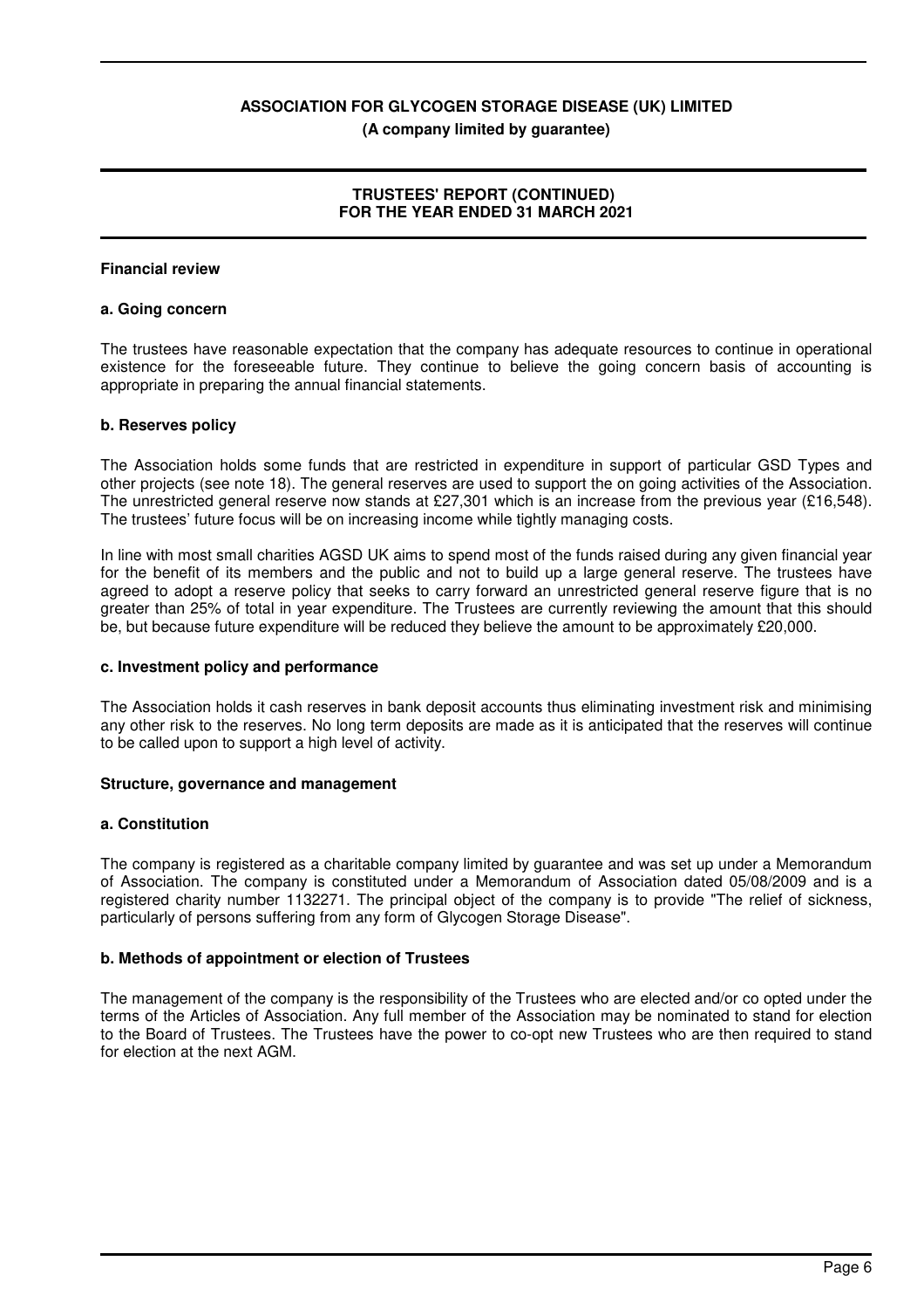## Financial review

### a. Going concern

The trustees have reasonable expectation that the company has adequate resources to continue in operational existence for the foreseeable future. They continue to believe the going concern basis of accounting is appropriate in preparing the annual financial statements.

### b. Reserves policy

The Association holds some funds that are restricted in expenditure in support of particular GSD Types and other projects (see note 18). The general reserves are used to support the on going activities of the Association. The unrestricted general reserve now stands at £27,301 which is an increase from the previous year (£16,548). The trustees' future focus will be on increasing income while tightly managing costs.

In line with most small charities AGSD UK aims to spend most of the funds raised during any given financial year for the benefit of its members and the public and not to build up a large general reserve. The trustees have agreed to adopt a reserve policy that seeks to carry forward an unrestricted general reserve figure that is no greater than 25% of total in year expenditure. The Trustees are currently reviewing the amount that this should be, but because future expenditure will be reduced they believe the amount to be approximately £20,000.

### c. Investment policy and performance

The Association holds it cash reserves in bank deposit accounts thus eliminating investment risk and minimising any other risk to the reserves. No long term deposits are made as it is anticipated that the reserves will continue to be called upon to support a high level of activity.

## Structure, governance and management

### a. Constitution

The company is registered as a charitable company limited by guarantee and was set up under a Memorandum of Association. The company is constituted under a Memorandum of Association dated 05/08/2009 and is a registered charity number 1132271. The principal object of the company is to provide "The relief of sickness, particularly of persons suffering from any form of Glycogen Storage Disease".

### b. Methods of appointment or election of Trustees

The management of the company is the responsibility of the Trustees who are elected and/or co opted under the terms of the Articles of Association. Any full member of the Association may be nominated to stand for election to the Board of Trustees. The Trustees have the power to co-opt new Trustees who are then required to stand for election at the next AGM.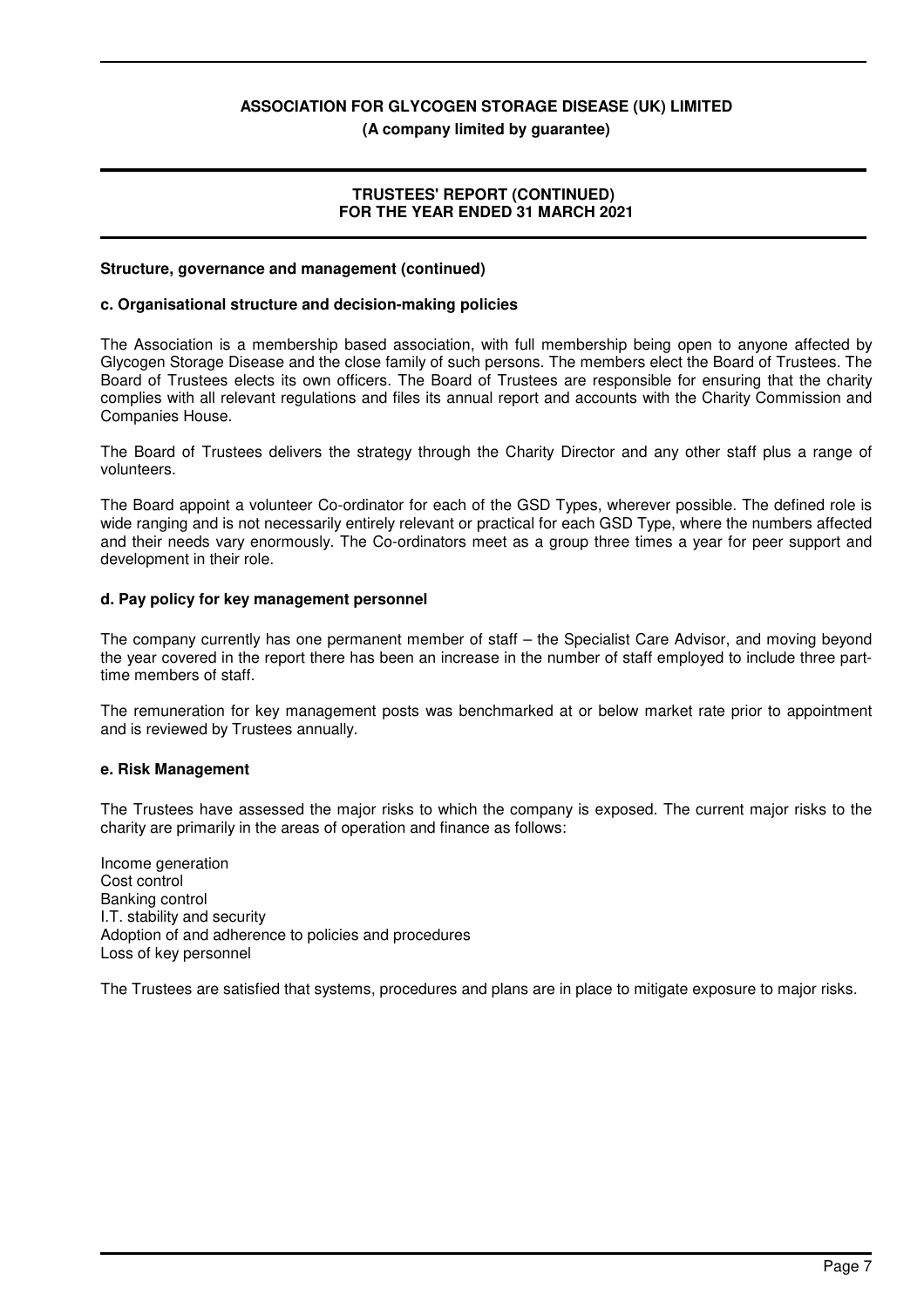**Structure, governance and management (continued)**

**c. Organisational structure and decision-making policies**

The Association is a membership based association, with full membership being open to anyone affected by Glycogen Storage Disease and the close family of such persons. The members elect the Board of Trustees. The Board of Trustees elects its own officers. The Board of Trustees are responsible for ensuring that the charity complies with all relevant regulations and files its annual report and accounts with the Charity Commission and Companies House.

The Board of Trustees delivers the strategy through the Charity Director and any other staff plus a range of volunteers.

The Board appoint a volunteer Co-ordinator for each of the GSD Types, wherever possible. The defined role is wide ranging and is not necessarily entirely relevant or practical for each GSD Type, where the numbers affected and their needs vary enormously. The Co-ordinators meet as a group three times a year for peer support and development in their role.

**d. Pay policy for key management personnel**

The company currently has one permanent member of staff – the Specialist Care Advisor, and moving beyond the year covered in the report there has been an increase in the number of staff employed to include three part-time members of staff.

The remuneration for key management posts was benchmarked at or below market rate prior to appointment and is reviewed by Trustees annually.

**e. Risk Management**

The Trustees have assessed the major risks to which the company is exposed. The current major risks to the charity are primarily in the areas of operation and finance as follows:

Income generation
Cost control
Banking control
I.T. stability and security
Adoption of and adherence to policies and procedures
Loss of key personnel

The Trustees are satisfied that systems, procedures and plans are in place to mitigate exposure to major risks.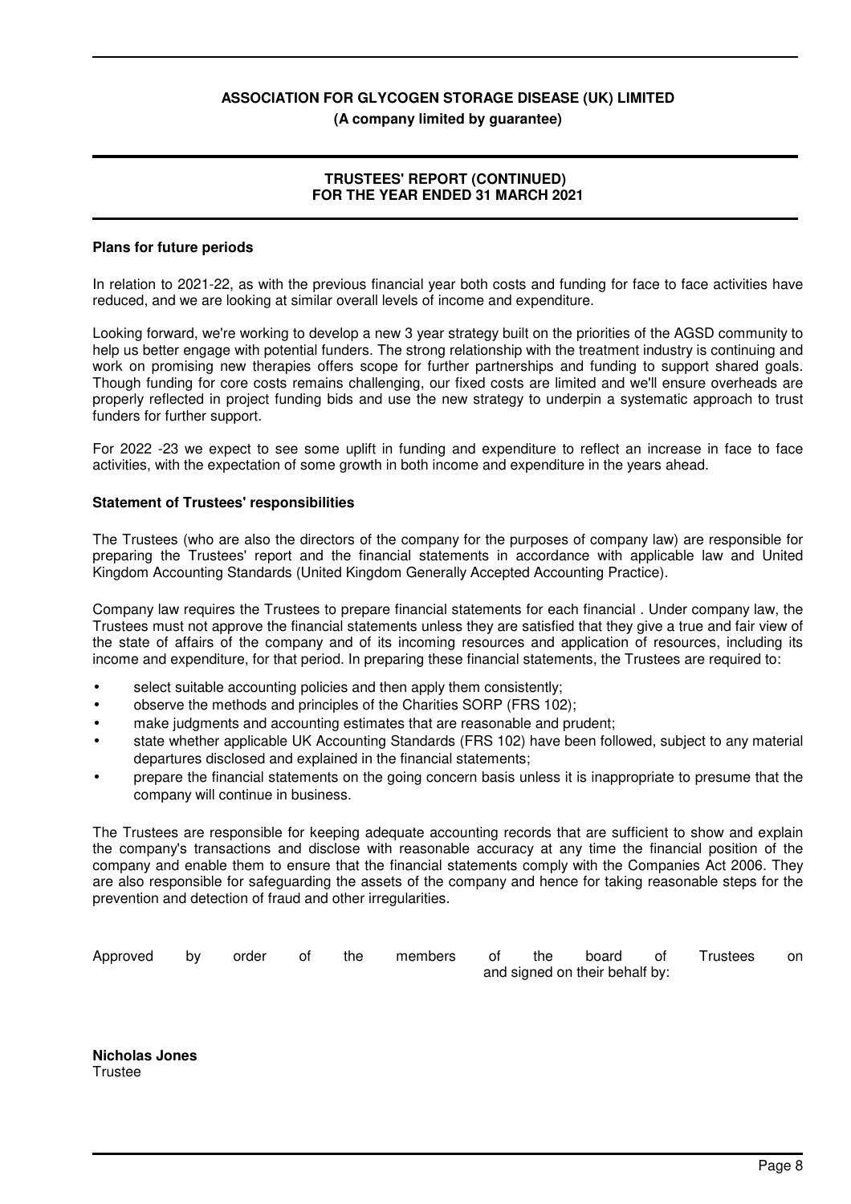## Plans for future periods

In relation to 2021-22, as with the previous financial year both costs and funding for face to face activities have reduced, and we are looking at similar overall levels of income and expenditure.

Looking forward, we're working to develop a new 3 year strategy built on the priorities of the AGSD community to help us better engage with potential funders. The strong relationship with the treatment industry is continuing and work on promising new therapies offers scope for further partnerships and funding to support shared goals. Though funding for core costs remains challenging, our fixed costs are limited and we'll ensure overheads are properly reflected in project funding bids and use the new strategy to underpin a systematic approach to trust funders for further support.

For 2022 -23 we expect to see some uplift in funding and expenditure to reflect an increase in face to face activities, with the expectation of some growth in both income and expenditure in the years ahead.

## Statement of Trustees' responsibilities

The Trustees (who are also the directors of the company for the purposes of company law) are responsible for preparing the Trustees' report and the financial statements in accordance with applicable law and United Kingdom Accounting Standards (United Kingdom Generally Accepted Accounting Practice).

Company law requires the Trustees to prepare financial statements for each financial . Under company law, the Trustees must not approve the financial statements unless they are satisfied that they give a true and fair view of the state of affairs of the company and of its incoming resources and application of resources, including its income and expenditure, for that period. In preparing these financial statements, the Trustees are required to:

- select suitable accounting policies and then apply them consistently;
- observe the methods and principles of the Charities SORP (FRS 102);
- make judgments and accounting estimates that are reasonable and prudent;
- state whether applicable UK Accounting Standards (FRS 102) have been followed, subject to any material departures disclosed and explained in the financial statements;
- prepare the financial statements on the going concern basis unless it is inappropriate to presume that the company will continue in business.

The Trustees are responsible for keeping adequate accounting records that are sufficient to show and explain the company's transactions and disclose with reasonable accuracy at any time the financial position of the company and enable them to ensure that the financial statements comply with the Companies Act 2006. They are also responsible for safeguarding the assets of the company and hence for taking reasonable steps for the prevention and detection of fraud and other irregularities.

Approved by order of the members of the board of Trustees on and signed on their behalf by:

**Nicholas Jones**
Trustee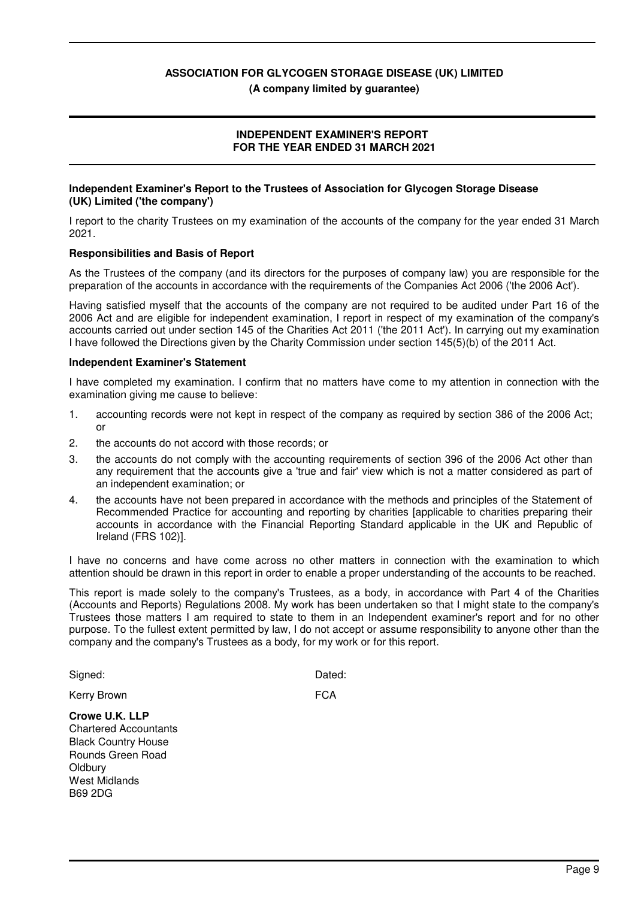**ASSOCIATION FOR GLYCOGEN STORAGE DISEASE (UK) LIMITED**

**(A company limited by guarantee)**

## INDEPENDENT EXAMINER'S REPORT
## FOR THE YEAR ENDED 31 MARCH 2021

**Independent Examiner's Report to the Trustees of Association for Glycogen Storage Disease (UK) Limited ('the company')**

I report to the charity Trustees on my examination of the accounts of the company for the year ended 31 March 2021.

**Responsibilities and Basis of Report**

As the Trustees of the company (and its directors for the purposes of company law) you are responsible for the preparation of the accounts in accordance with the requirements of the Companies Act 2006 ('the 2006 Act').

Having satisfied myself that the accounts of the company are not required to be audited under Part 16 of the 2006 Act and are eligible for independent examination, I report in respect of my examination of the company's accounts carried out under section 145 of the Charities Act 2011 ('the 2011 Act'). In carrying out my examination I have followed the Directions given by the Charity Commission under section 145(5)(b) of the 2011 Act.

**Independent Examiner's Statement**

I have completed my examination. I confirm that no matters have come to my attention in connection with the examination giving me cause to believe:

1. accounting records were not kept in respect of the company as required by section 386 of the 2006 Act; or
2. the accounts do not accord with those records; or
3. the accounts do not comply with the accounting requirements of section 396 of the 2006 Act other than any requirement that the accounts give a 'true and fair' view which is not a matter considered as part of an independent examination; or
4. the accounts have not been prepared in accordance with the methods and principles of the Statement of Recommended Practice for accounting and reporting by charities [applicable to charities preparing their accounts in accordance with the Financial Reporting Standard applicable in the UK and Republic of Ireland (FRS 102)].

I have no concerns and have come across no other matters in connection with the examination to which attention should be drawn in this report in order to enable a proper understanding of the accounts to be reached.

This report is made solely to the company's Trustees, as a body, in accordance with Part 4 of the Charities (Accounts and Reports) Regulations 2008. My work has been undertaken so that I might state to the company's Trustees those matters I am required to state to them in an Independent examiner's report and for no other purpose. To the fullest extent permitted by law, I do not accept or assume responsibility to anyone other than the company and the company's Trustees as a body, for my work or for this report.

Signed: Dated:

Kerry Brown FCA

**Crowe U.K. LLP**
Chartered Accountants
Black Country House
Rounds Green Road
Oldbury
West Midlands
B69 2DG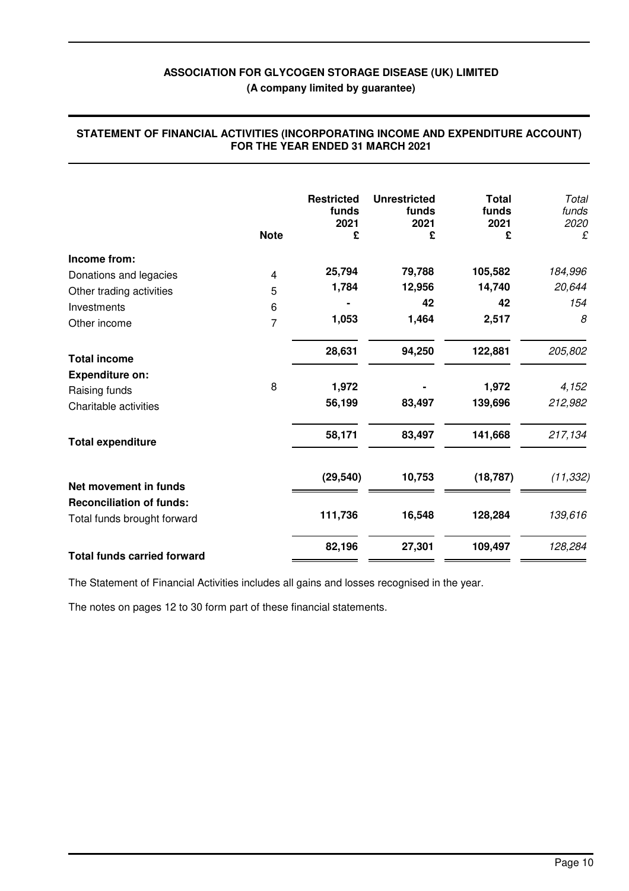**ASSOCIATION FOR GLYCOGEN STORAGE DISEASE (UK) LIMITED**
**(A company limited by guarantee)**

## STATEMENT OF FINANCIAL ACTIVITIES (INCORPORATING INCOME AND EXPENDITURE ACCOUNT) FOR THE YEAR ENDED 31 MARCH 2021

| | Note | Restricted funds 2021 £ | Unrestricted funds 2021 £ | Total funds 2021 £ | *Total funds 2020 £* |
|---|---|---|---|---|---|
| **Income from:** | | | | | |
| Donations and legacies | 4 | **25,794** | **79,788** | **105,582** | *184,996* |
| Other trading activities | 5 | **1,784** | **12,956** | **14,740** | *20,644* |
| Investments | 6 | **-** | **42** | **42** | *154* |
| Other income | 7 | **1,053** | **1,464** | **2,517** | *8* |
| **Total income** | | **28,631** | **94,250** | **122,881** | *205,802* |
| **Expenditure on:** | | | | | |
| Raising funds | 8 | **1,972** | **-** | **1,972** | *4,152* |
| Charitable activities | | **56,199** | **83,497** | **139,696** | *212,982* |
| **Total expenditure** | | **58,171** | **83,497** | **141,668** | *217,134* |
| **Net movement in funds** | | **(29,540)** | **10,753** | **(18,787)** | *(11,332)* |
| **Reconciliation of funds:** | | | | | |
| Total funds brought forward | | **111,736** | **16,548** | **128,284** | *139,616* |
| **Total funds carried forward** | | **82,196** | **27,301** | **109,497** | *128,284* |

The Statement of Financial Activities includes all gains and losses recognised in the year.

The notes on pages 12 to 30 form part of these financial statements.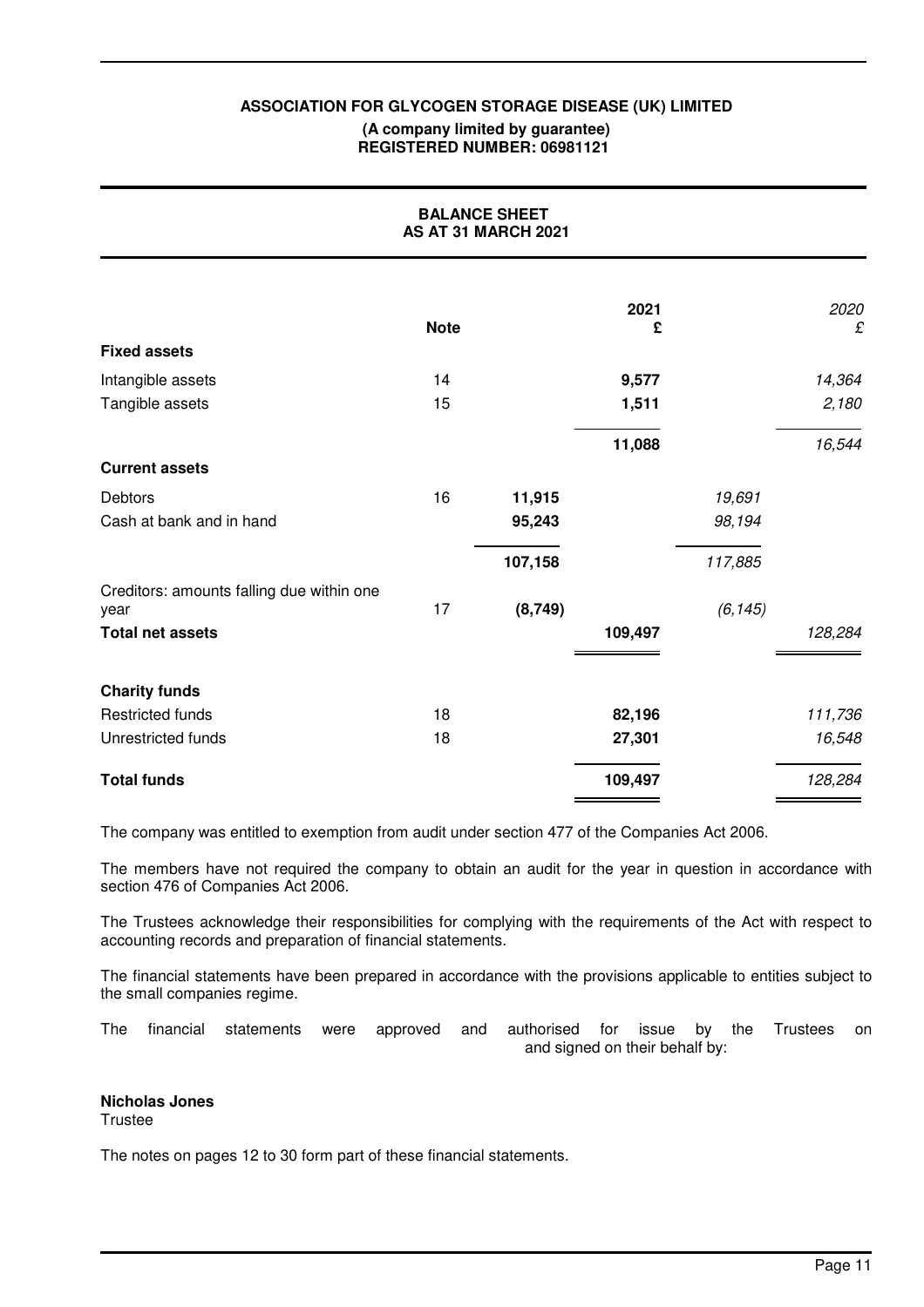**ASSOCIATION FOR GLYCOGEN STORAGE DISEASE (UK) LIMITED**
**(A company limited by guarantee)**
**REGISTERED NUMBER: 06981121**

## BALANCE SHEET
## AS AT 31 MARCH 2021

| | Note | | 2021 £ | | *2020 £* |
|---|---|---|---|---|---|
| **Fixed assets** | | | | | |
| Intangible assets | 14 | | **9,577** | | *14,364* |
| Tangible assets | 15 | | **1,511** | | *2,180* |
| | | | **11,088** | | *16,544* |
| **Current assets** | | | | | |
| Debtors | 16 | **11,915** | | *19,691* | |
| Cash at bank and in hand | | **95,243** | | *98,194* | |
| | | **107,158** | | *117,885* | |
| Creditors: amounts falling due within one year | 17 | **(8,749)** | | *(6,145)* | |
| **Total net assets** | | | **109,497** | | *128,284* |
| **Charity funds** | | | | | |
| Restricted funds | 18 | | **82,196** | | *111,736* |
| Unrestricted funds | 18 | | **27,301** | | *16,548* |
| **Total funds** | | | **109,497** | | *128,284* |

The company was entitled to exemption from audit under section 477 of the Companies Act 2006.

The members have not required the company to obtain an audit for the year in question in accordance with section 476 of Companies Act 2006.

The Trustees acknowledge their responsibilities for complying with the requirements of the Act with respect to accounting records and preparation of financial statements.

The financial statements have been prepared in accordance with the provisions applicable to entities subject to the small companies regime.

The financial statements were approved and authorised for issue by the Trustees on and signed on their behalf by:

**Nicholas Jones**
Trustee

The notes on pages 12 to 30 form part of these financial statements.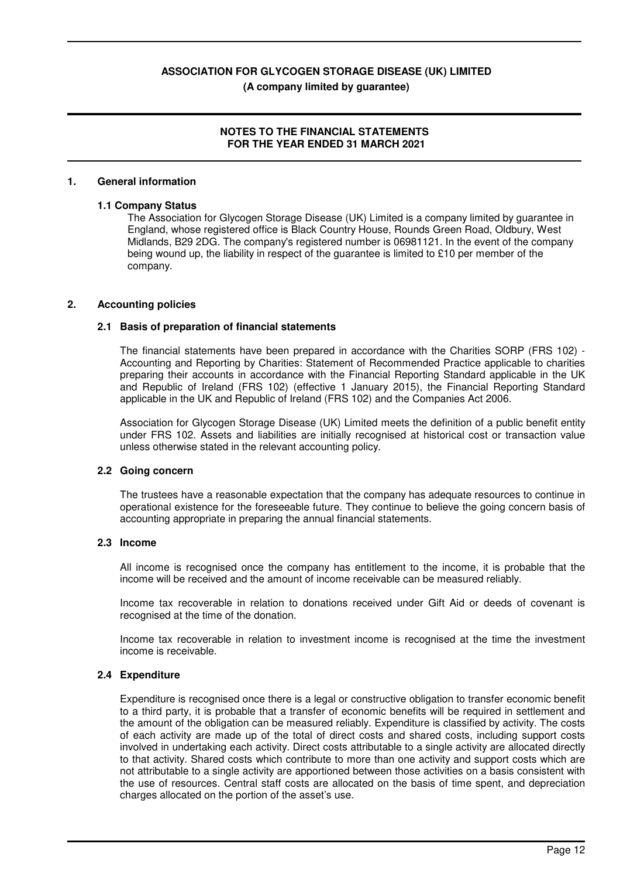# ASSOCIATION FOR GLYCOGEN STORAGE DISEASE (UK) LIMITED

**(A company limited by guarantee)**

**NOTES TO THE FINANCIAL STATEMENTS FOR THE YEAR ENDED 31 MARCH 2021**

## 1. General information

### 1.1 Company Status

The Association for Glycogen Storage Disease (UK) Limited is a company limited by guarantee in England, whose registered office is Black Country House, Rounds Green Road, Oldbury, West Midlands, B29 2DG. The company's registered number is 06981121. In the event of the company being wound up, the liability in respect of the guarantee is limited to £10 per member of the company.

## 2. Accounting policies

### 2.1 Basis of preparation of financial statements

The financial statements have been prepared in accordance with the Charities SORP (FRS 102) - Accounting and Reporting by Charities: Statement of Recommended Practice applicable to charities preparing their accounts in accordance with the Financial Reporting Standard applicable in the UK and Republic of Ireland (FRS 102) (effective 1 January 2015), the Financial Reporting Standard applicable in the UK and Republic of Ireland (FRS 102) and the Companies Act 2006.

Association for Glycogen Storage Disease (UK) Limited meets the definition of a public benefit entity under FRS 102. Assets and liabilities are initially recognised at historical cost or transaction value unless otherwise stated in the relevant accounting policy.

### 2.2 Going concern

The trustees have a reasonable expectation that the company has adequate resources to continue in operational existence for the foreseeable future. They continue to believe the going concern basis of accounting appropriate in preparing the annual financial statements.

### 2.3 Income

All income is recognised once the company has entitlement to the income, it is probable that the income will be received and the amount of income receivable can be measured reliably.

Income tax recoverable in relation to donations received under Gift Aid or deeds of covenant is recognised at the time of the donation.

Income tax recoverable in relation to investment income is recognised at the time the investment income is receivable.

### 2.4 Expenditure

Expenditure is recognised once there is a legal or constructive obligation to transfer economic benefit to a third party, it is probable that a transfer of economic benefits will be required in settlement and the amount of the obligation can be measured reliably. Expenditure is classified by activity. The costs of each activity are made up of the total of direct costs and shared costs, including support costs involved in undertaking each activity. Direct costs attributable to a single activity are allocated directly to that activity. Shared costs which contribute to more than one activity and support costs which are not attributable to a single activity are apportioned between those activities on a basis consistent with the use of resources. Central staff costs are allocated on the basis of time spent, and depreciation charges allocated on the portion of the asset's use.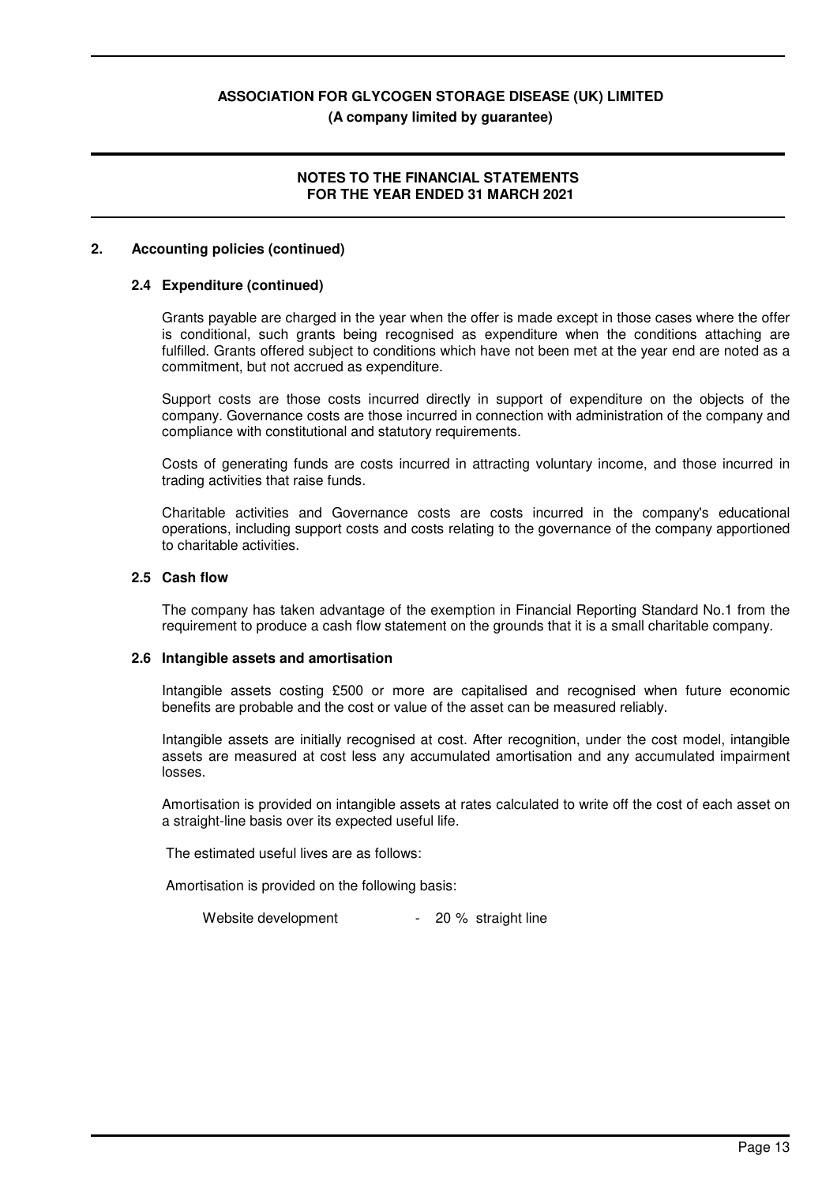## 2. Accounting policies (continued)

### 2.4 Expenditure (continued)

Grants payable are charged in the year when the offer is made except in those cases where the offer is conditional, such grants being recognised as expenditure when the conditions attaching are fulfilled. Grants offered subject to conditions which have not been met at the year end are noted as a commitment, but not accrued as expenditure.

Support costs are those costs incurred directly in support of expenditure on the objects of the company. Governance costs are those incurred in connection with administration of the company and compliance with constitutional and statutory requirements.

Costs of generating funds are costs incurred in attracting voluntary income, and those incurred in trading activities that raise funds.

Charitable activities and Governance costs are costs incurred in the company's educational operations, including support costs and costs relating to the governance of the company apportioned to charitable activities.

### 2.5 Cash flow

The company has taken advantage of the exemption in Financial Reporting Standard No.1 from the requirement to produce a cash flow statement on the grounds that it is a small charitable company.

### 2.6 Intangible assets and amortisation

Intangible assets costing £500 or more are capitalised and recognised when future economic benefits are probable and the cost or value of the asset can be measured reliably.

Intangible assets are initially recognised at cost. After recognition, under the cost model, intangible assets are measured at cost less any accumulated amortisation and any accumulated impairment losses.

Amortisation is provided on intangible assets at rates calculated to write off the cost of each asset on a straight-line basis over its expected useful life.

The estimated useful lives are as follows:

Amortisation is provided on the following basis:

| | | |
|---|---|---|
| Website development | - | 20 % straight line |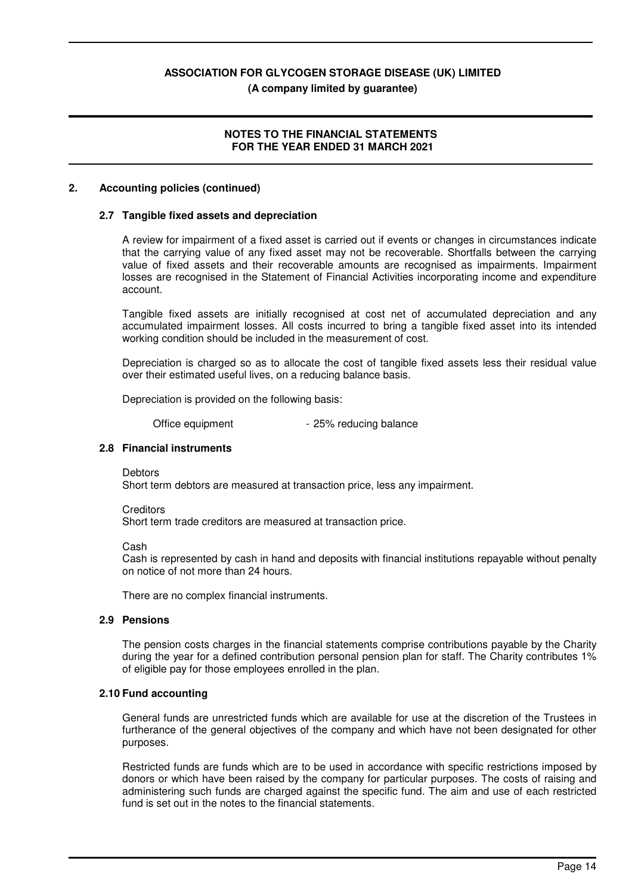**ASSOCIATION FOR GLYCOGEN STORAGE DISEASE (UK) LIMITED**
**(A company limited by guarantee)**

**NOTES TO THE FINANCIAL STATEMENTS**
**FOR THE YEAR ENDED 31 MARCH 2021**

## 2. Accounting policies (continued)

### 2.7 Tangible fixed assets and depreciation

A review for impairment of a fixed asset is carried out if events or changes in circumstances indicate that the carrying value of any fixed asset may not be recoverable. Shortfalls between the carrying value of fixed assets and their recoverable amounts are recognised as impairments. Impairment losses are recognised in the Statement of Financial Activities incorporating income and expenditure account.

Tangible fixed assets are initially recognised at cost net of accumulated depreciation and any accumulated impairment losses. All costs incurred to bring a tangible fixed asset into its intended working condition should be included in the measurement of cost.

Depreciation is charged so as to allocate the cost of tangible fixed assets less their residual value over their estimated useful lives, on a reducing balance basis.

Depreciation is provided on the following basis:

| | |
|---|---|
| Office equipment | - 25% reducing balance |

### 2.8 Financial instruments

Debtors
Short term debtors are measured at transaction price, less any impairment.

Creditors
Short term trade creditors are measured at transaction price.

Cash
Cash is represented by cash in hand and deposits with financial institutions repayable without penalty on notice of not more than 24 hours.

There are no complex financial instruments.

### 2.9 Pensions

The pension costs charges in the financial statements comprise contributions payable by the Charity during the year for a defined contribution personal pension plan for staff. The Charity contributes 1% of eligible pay for those employees enrolled in the plan.

### 2.10 Fund accounting

General funds are unrestricted funds which are available for use at the discretion of the Trustees in furtherance of the general objectives of the company and which have not been designated for other purposes.

Restricted funds are funds which are to be used in accordance with specific restrictions imposed by donors or which have been raised by the company for particular purposes. The costs of raising and administering such funds are charged against the specific fund. The aim and use of each restricted fund is set out in the notes to the financial statements.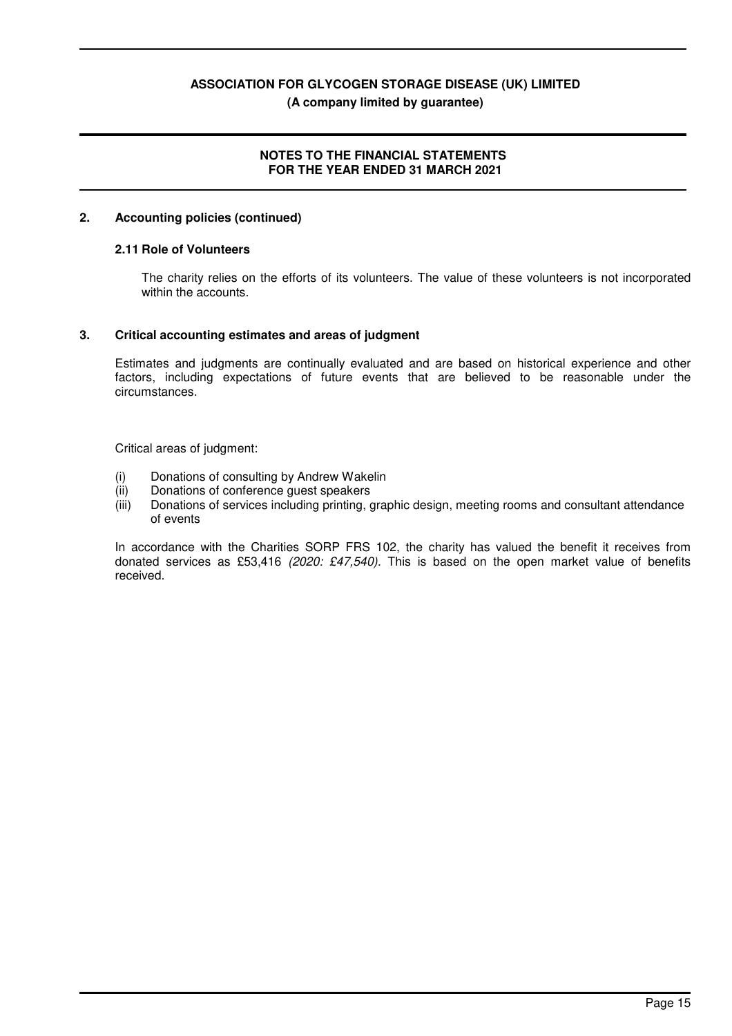## 2. Accounting policies (continued)

### 2.11 Role of Volunteers

The charity relies on the efforts of its volunteers. The value of these volunteers is not incorporated within the accounts.

## 3. Critical accounting estimates and areas of judgment

Estimates and judgments are continually evaluated and are based on historical experience and other factors, including expectations of future events that are believed to be reasonable under the circumstances.

Critical areas of judgment:

(i) Donations of consulting by Andrew Wakelin
(ii) Donations of conference guest speakers
(iii) Donations of services including printing, graphic design, meeting rooms and consultant attendance of events

In accordance with the Charities SORP FRS 102, the charity has valued the benefit it receives from donated services as £53,416 *(2020: £47,540)*. This is based on the open market value of benefits received.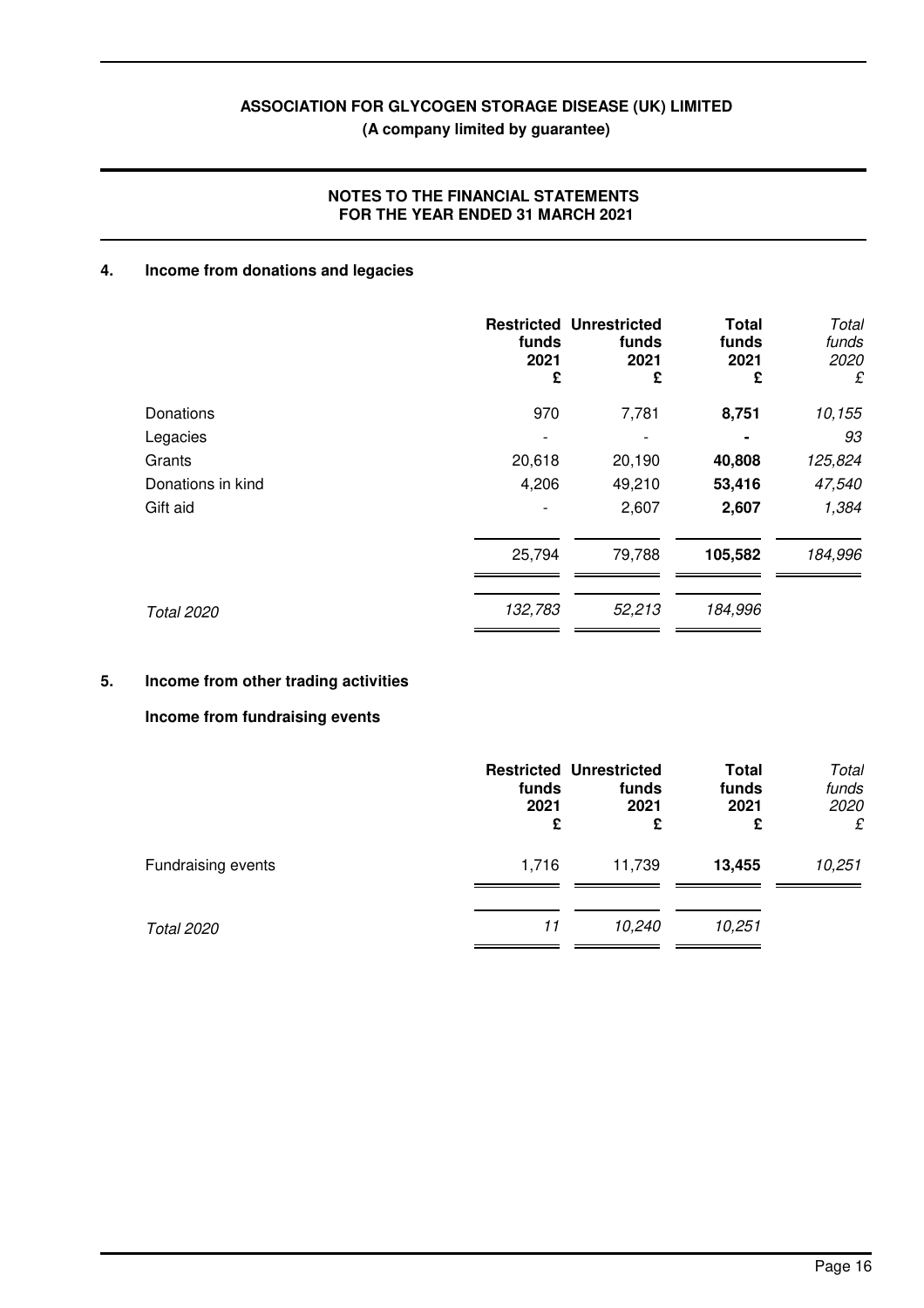**ASSOCIATION FOR GLYCOGEN STORAGE DISEASE (UK) LIMITED**
**(A company limited by guarantee)**

**NOTES TO THE FINANCIAL STATEMENTS**
**FOR THE YEAR ENDED 31 MARCH 2021**

## 4. Income from donations and legacies

| | Restricted funds 2021 £ | Unrestricted funds 2021 £ | Total funds 2021 £ | *Total funds 2020 £* |
|---|---|---|---|---|
| Donations | 970 | 7,781 | **8,751** | *10,155* |
| Legacies | - | - | **-** | *93* |
| Grants | 20,618 | 20,190 | **40,808** | *125,824* |
| Donations in kind | 4,206 | 49,210 | **53,416** | *47,540* |
| Gift aid | - | 2,607 | **2,607** | *1,384* |
| | 25,794 | 79,788 | **105,582** | *184,996* |
| *Total 2020* | *132,783* | *52,213* | *184,996* | |

## 5. Income from other trading activities

### Income from fundraising events

| | Restricted funds 2021 £ | Unrestricted funds 2021 £ | Total funds 2021 £ | *Total funds 2020 £* |
|---|---|---|---|---|
| Fundraising events | 1,716 | 11,739 | **13,455** | *10,251* |
| *Total 2020* | *11* | *10,240* | *10,251* | |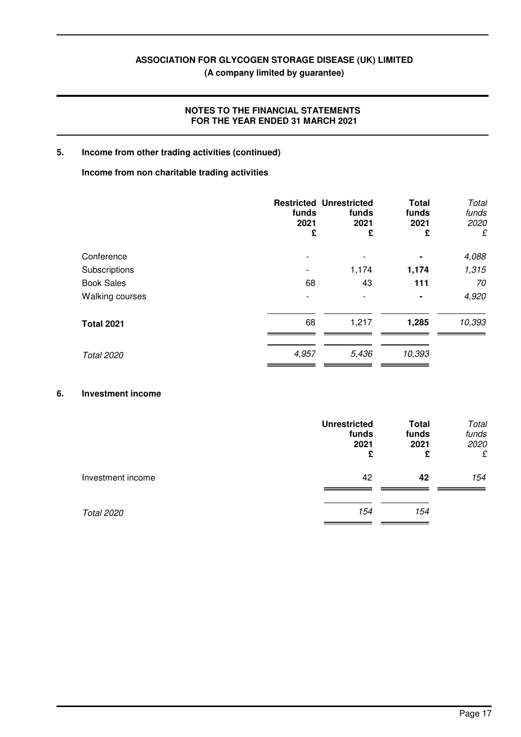**ASSOCIATION FOR GLYCOGEN STORAGE DISEASE (UK) LIMITED**
**(A company limited by guarantee)**

**NOTES TO THE FINANCIAL STATEMENTS**
**FOR THE YEAR ENDED 31 MARCH 2021**

## 5. Income from other trading activities (continued)

**Income from non charitable trading activities**

| | Restricted funds 2021 £ | Unrestricted funds 2021 £ | Total funds 2021 £ | *Total funds 2020 £* |
|---|---|---|---|---|
| Conference | - | - | - | *4,088* |
| Subscriptions | - | 1,174 | **1,174** | *1,315* |
| Book Sales | 68 | 43 | **111** | *70* |
| Walking courses | - | - | - | *4,920* |
| **Total 2021** | 68 | 1,217 | **1,285** | *10,393* |
| *Total 2020* | *4,957* | *5,436* | *10,393* | |

## 6. Investment income

| | Unrestricted funds 2021 £ | Total funds 2021 £ | *Total funds 2020 £* |
|---|---|---|---|
| Investment income | 42 | **42** | *154* |
| *Total 2020* | *154* | *154* | |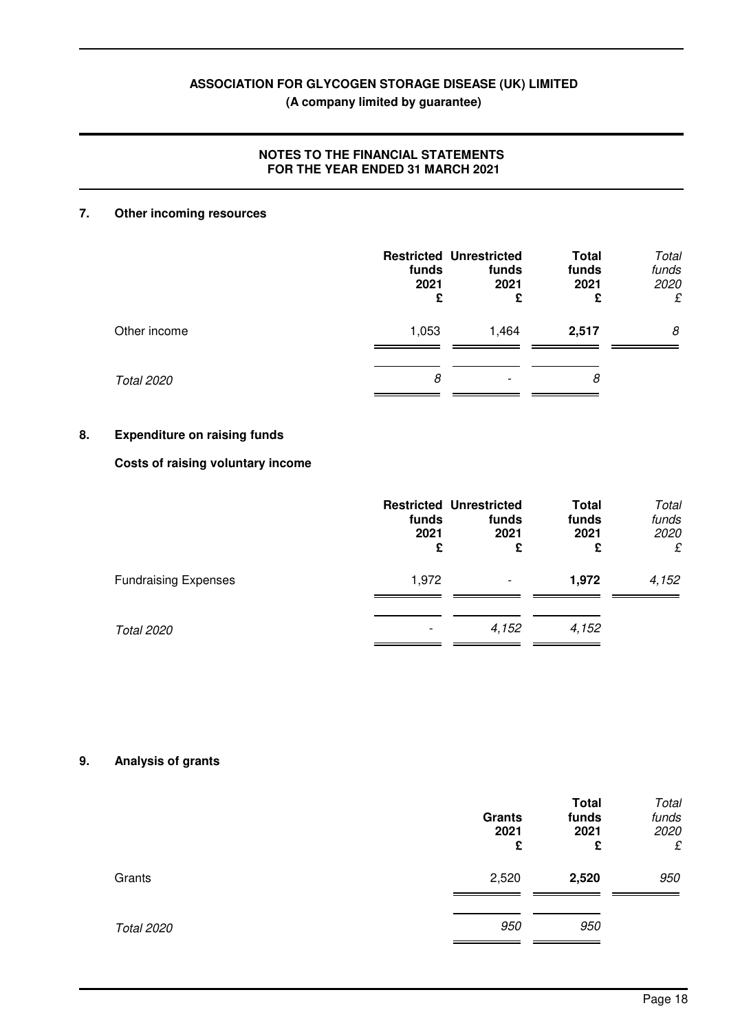**ASSOCIATION FOR GLYCOGEN STORAGE DISEASE (UK) LIMITED**
**(A company limited by guarantee)**

**NOTES TO THE FINANCIAL STATEMENTS**
**FOR THE YEAR ENDED 31 MARCH 2021**

## 7. Other incoming resources

| | Restricted funds 2021 £ | Unrestricted funds 2021 £ | Total funds 2021 £ | *Total funds 2020 £* |
|---|---|---|---|---|
| Other income | 1,053 | 1,464 | **2,517** | *8* |
| *Total 2020* | *8* | *-* | *8* | |

## 8. Expenditure on raising funds

### Costs of raising voluntary income

| | Restricted funds 2021 £ | Unrestricted funds 2021 £ | Total funds 2021 £ | *Total funds 2020 £* |
|---|---|---|---|---|
| Fundraising Expenses | 1,972 | - | **1,972** | *4,152* |
| *Total 2020* | *-* | *4,152* | *4,152* | |

## 9. Analysis of grants

| | Grants 2021 £ | Total funds 2021 £ | *Total funds 2020 £* |
|---|---|---|---|
| Grants | 2,520 | **2,520** | *950* |
| *Total 2020* | *950* | *950* | |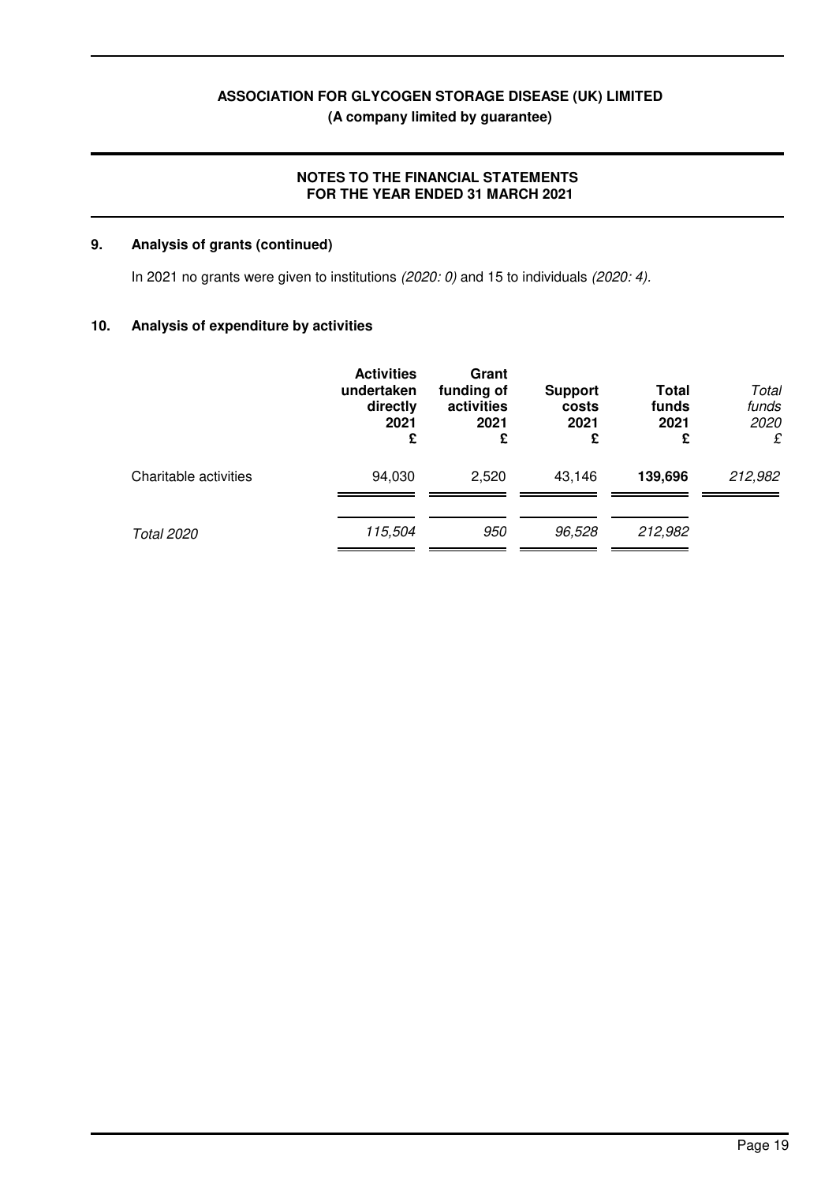## 9. Analysis of grants (continued)

In 2021 no grants were given to institutions *(2020: 0)* and 15 to individuals *(2020: 4)*.

## 10. Analysis of expenditure by activities

| | **Activities undertaken directly 2021 £** | **Grant funding of activities 2021 £** | **Support costs 2021 £** | **Total funds 2021 £** | *Total funds 2020 £* |
|---|---|---|---|---|---|
| Charitable activities | 94,030 | 2,520 | 43,146 | **139,696** | *212,982* |
| *Total 2020* | *115,504* | *950* | *96,528* | *212,982* | |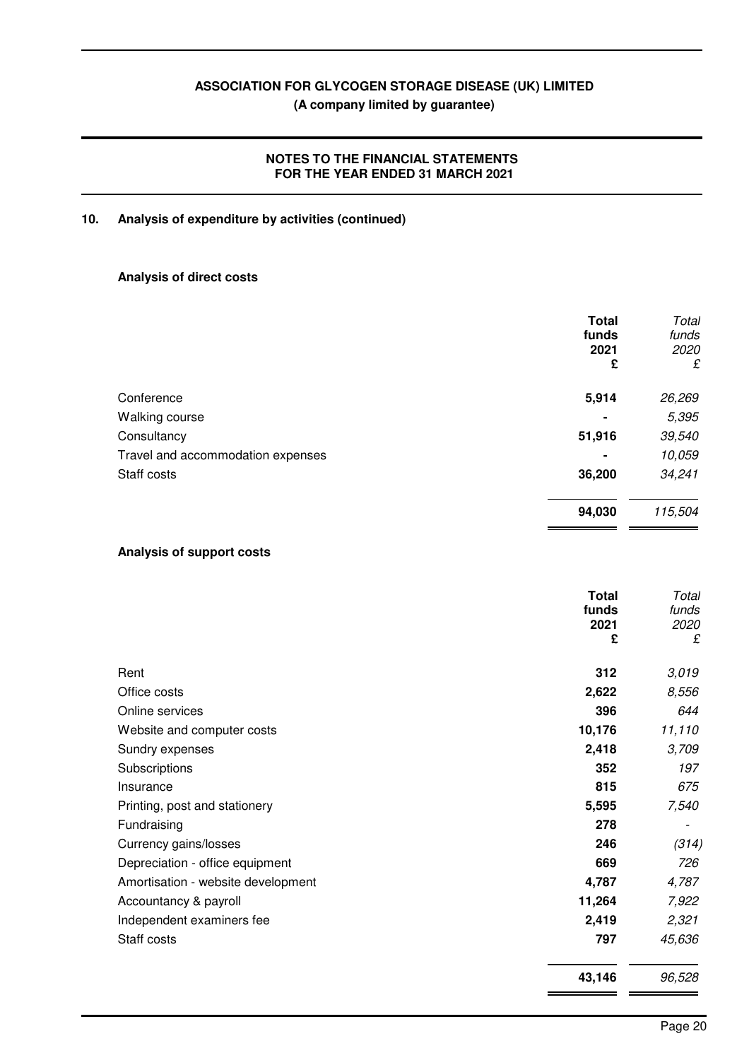## 10. Analysis of expenditure by activities (continued)

### Analysis of direct costs

| | Total funds 2021 £ | *Total funds 2020 £* |
|---|---|---|
| Conference | **5,914** | *26,269* |
| Walking course | **-** | *5,395* |
| Consultancy | **51,916** | *39,540* |
| Travel and accommodation expenses | **-** | *10,059* |
| Staff costs | **36,200** | *34,241* |
| | **94,030** | *115,504* |

### Analysis of support costs

| | Total funds 2021 £ | *Total funds 2020 £* |
|---|---|---|
| Rent | **312** | *3,019* |
| Office costs | **2,622** | *8,556* |
| Online services | **396** | *644* |
| Website and computer costs | **10,176** | *11,110* |
| Sundry expenses | **2,418** | *3,709* |
| Subscriptions | **352** | *197* |
| Insurance | **815** | *675* |
| Printing, post and stationery | **5,595** | *7,540* |
| Fundraising | **278** | *-* |
| Currency gains/losses | **246** | *(314)* |
| Depreciation - office equipment | **669** | *726* |
| Amortisation - website development | **4,787** | *4,787* |
| Accountancy & payroll | **11,264** | *7,922* |
| Independent examiners fee | **2,419** | *2,321* |
| Staff costs | **797** | *45,636* |
| | **43,146** | *96,528* |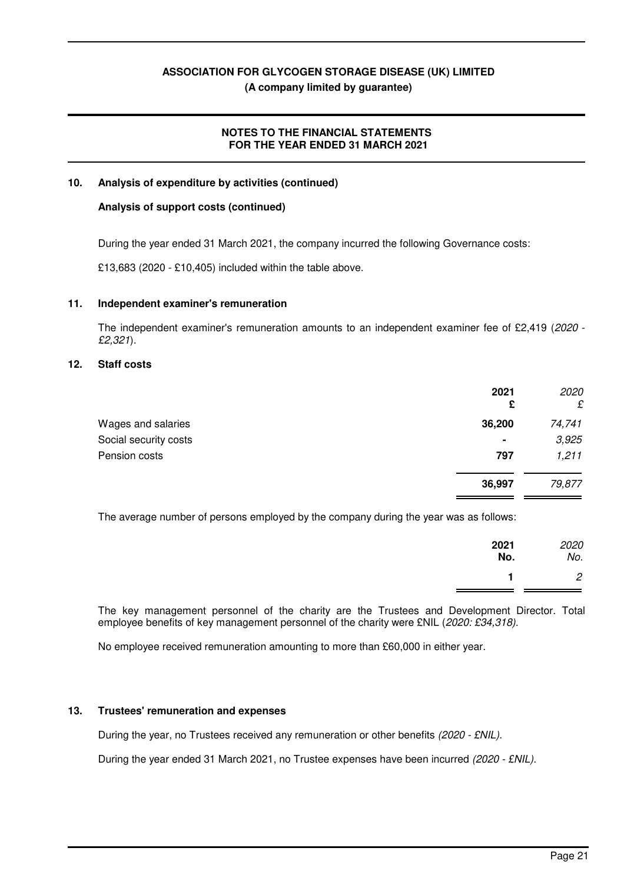## 10. Analysis of expenditure by activities (continued)

### Analysis of support costs (continued)

During the year ended 31 March 2021, the company incurred the following Governance costs:

£13,683 (2020 - £10,405) included within the table above.

## 11. Independent examiner's remuneration

The independent examiner's remuneration amounts to an independent examiner fee of £2,419 (*2020 - £2,321*).

## 12. Staff costs

| | **2021**<br>**£** | *2020*<br>*£* |
|---|---|---|
| Wages and salaries | **36,200** | *74,741* |
| Social security costs | **-** | *3,925* |
| Pension costs | **797** | *1,211* |
| | **36,997** | *79,877* |

The average number of persons employed by the company during the year was as follows:

| | **2021**<br>**No.** | *2020*<br>*No.* |
|---|---|---|
| | **1** | *2* |

The key management personnel of the charity are the Trustees and Development Director. Total employee benefits of key management personnel of the charity were £NIL (*2020: £34,318).*

No employee received remuneration amounting to more than £60,000 in either year.

## 13. Trustees' remuneration and expenses

During the year, no Trustees received any remuneration or other benefits *(2020 - £NIL).*

During the year ended 31 March 2021, no Trustee expenses have been incurred *(2020 - £NIL).*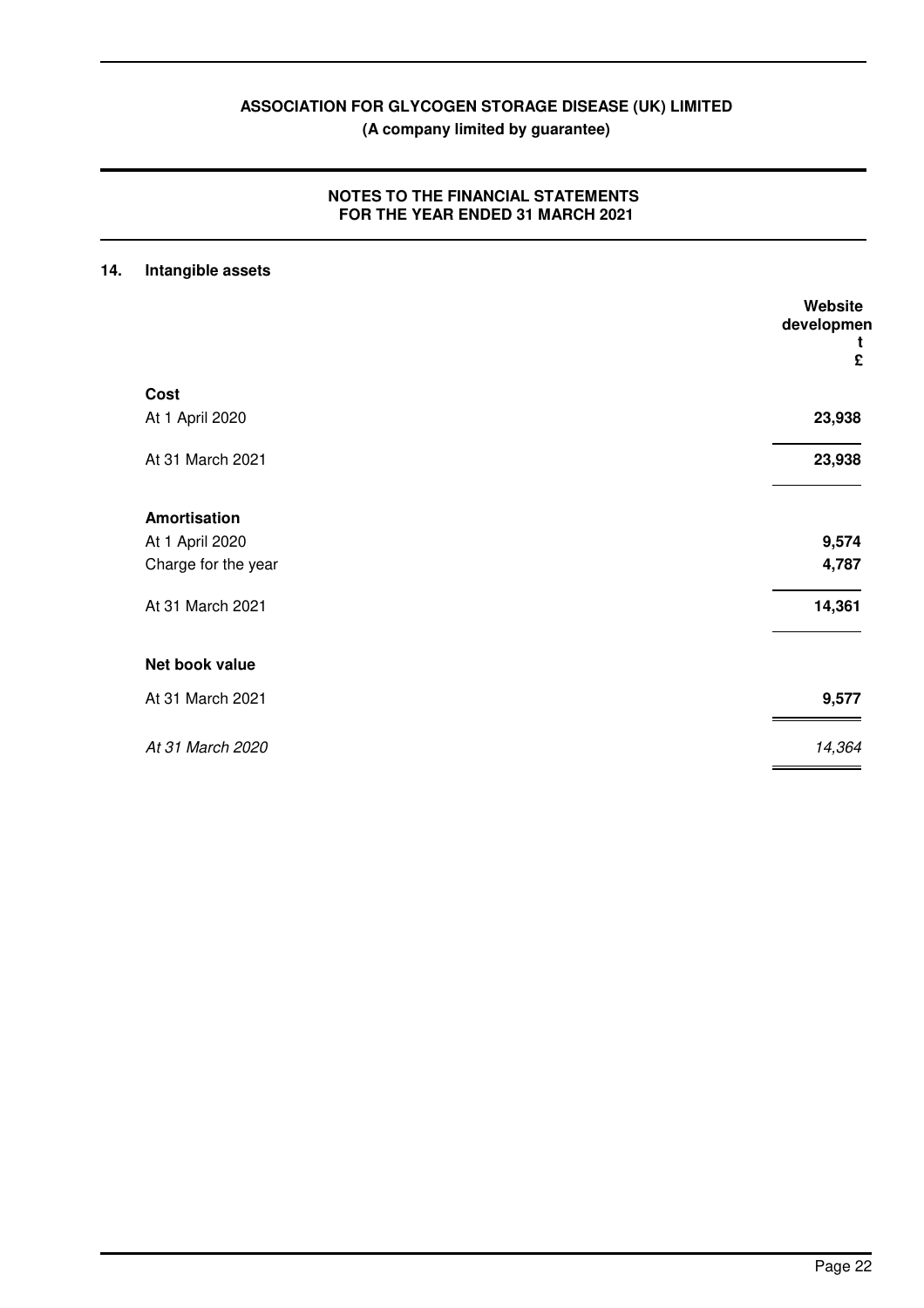# ASSOCIATION FOR GLYCOGEN STORAGE DISEASE (UK) LIMITED

**(A company limited by guarantee)**

## NOTES TO THE FINANCIAL STATEMENTS
## FOR THE YEAR ENDED 31 MARCH 2021

### 14. Intangible assets

| | Website development £ |
|---|---|
| **Cost** | |
| At 1 April 2020 | **23,938** |
| At 31 March 2021 | **23,938** |
| **Amortisation** | |
| At 1 April 2020 | **9,574** |
| Charge for the year | **4,787** |
| At 31 March 2021 | **14,361** |
| **Net book value** | |
| At 31 March 2021 | **9,577** |
| *At 31 March 2020* | *14,364* |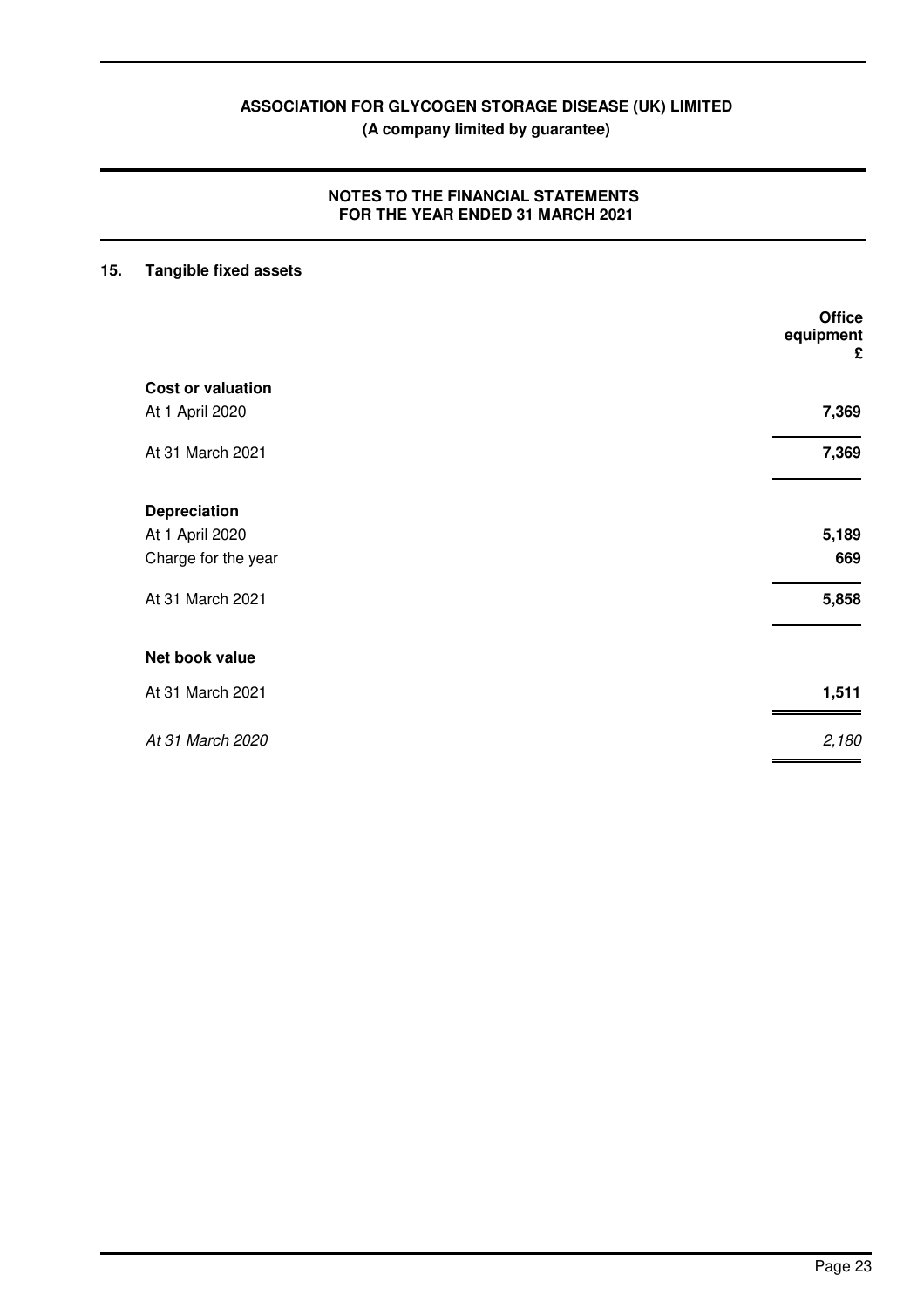## 15. Tangible fixed assets

| | Office equipment £ |
|---|---|
| **Cost or valuation** | |
| At 1 April 2020 | **7,369** |
| At 31 March 2021 | **7,369** |
| **Depreciation** | |
| At 1 April 2020 | **5,189** |
| Charge for the year | **669** |
| At 31 March 2021 | **5,858** |
| **Net book value** | |
| At 31 March 2021 | **1,511** |
| *At 31 March 2020* | *2,180* |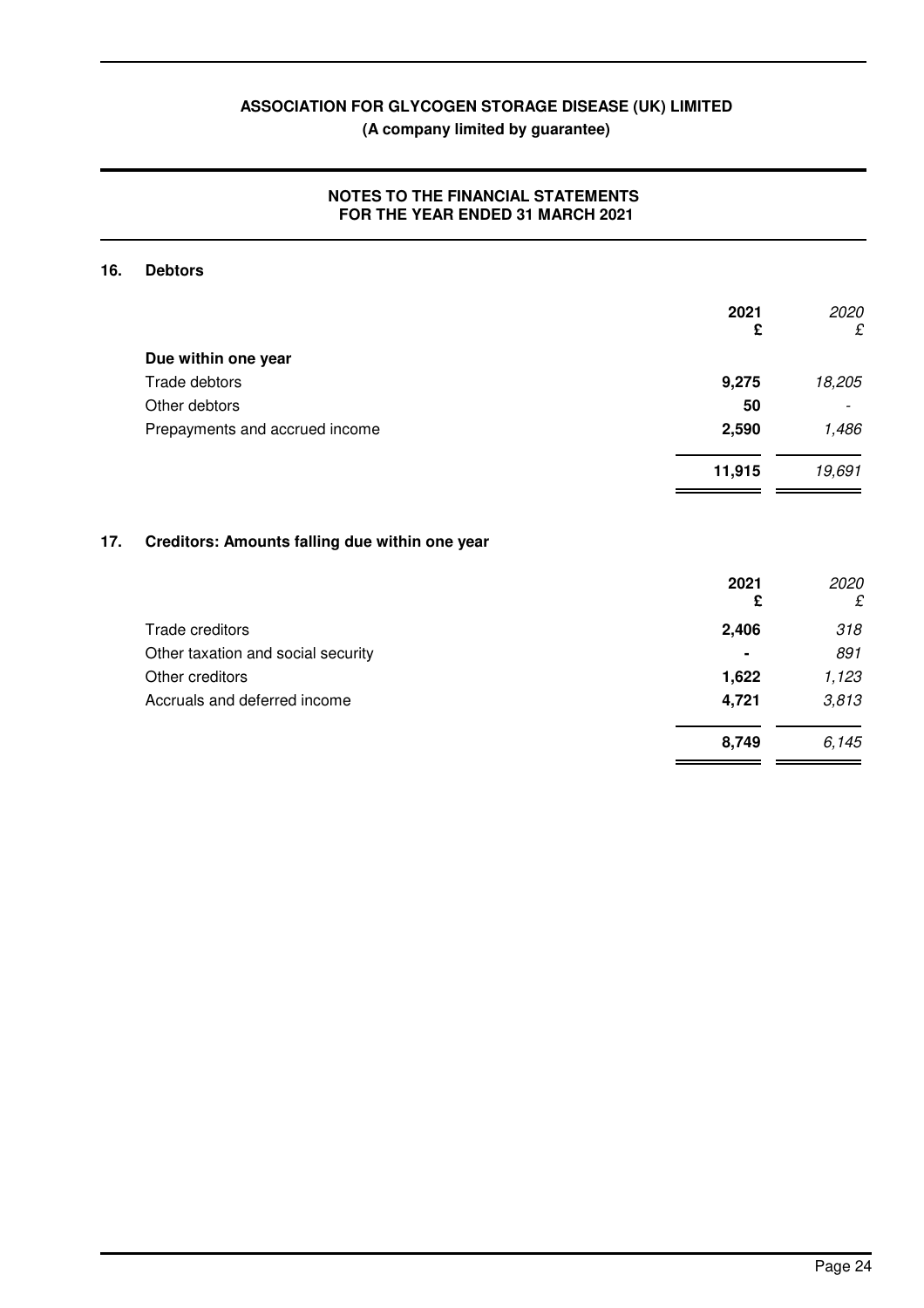**ASSOCIATION FOR GLYCOGEN STORAGE DISEASE (UK) LIMITED**
**(A company limited by guarantee)**

**NOTES TO THE FINANCIAL STATEMENTS**
**FOR THE YEAR ENDED 31 MARCH 2021**

## 16. Debtors

| | 2021 £ | *2020 £* |
|---|---|---|
| **Due within one year** | | |
| Trade debtors | **9,275** | *18,205* |
| Other debtors | **50** | *-* |
| Prepayments and accrued income | **2,590** | *1,486* |
| | **11,915** | *19,691* |

## 17. Creditors: Amounts falling due within one year

| | 2021 £ | *2020 £* |
|---|---|---|
| Trade creditors | **2,406** | *318* |
| Other taxation and social security | **-** | *891* |
| Other creditors | **1,622** | *1,123* |
| Accruals and deferred income | **4,721** | *3,813* |
| | **8,749** | *6,145* |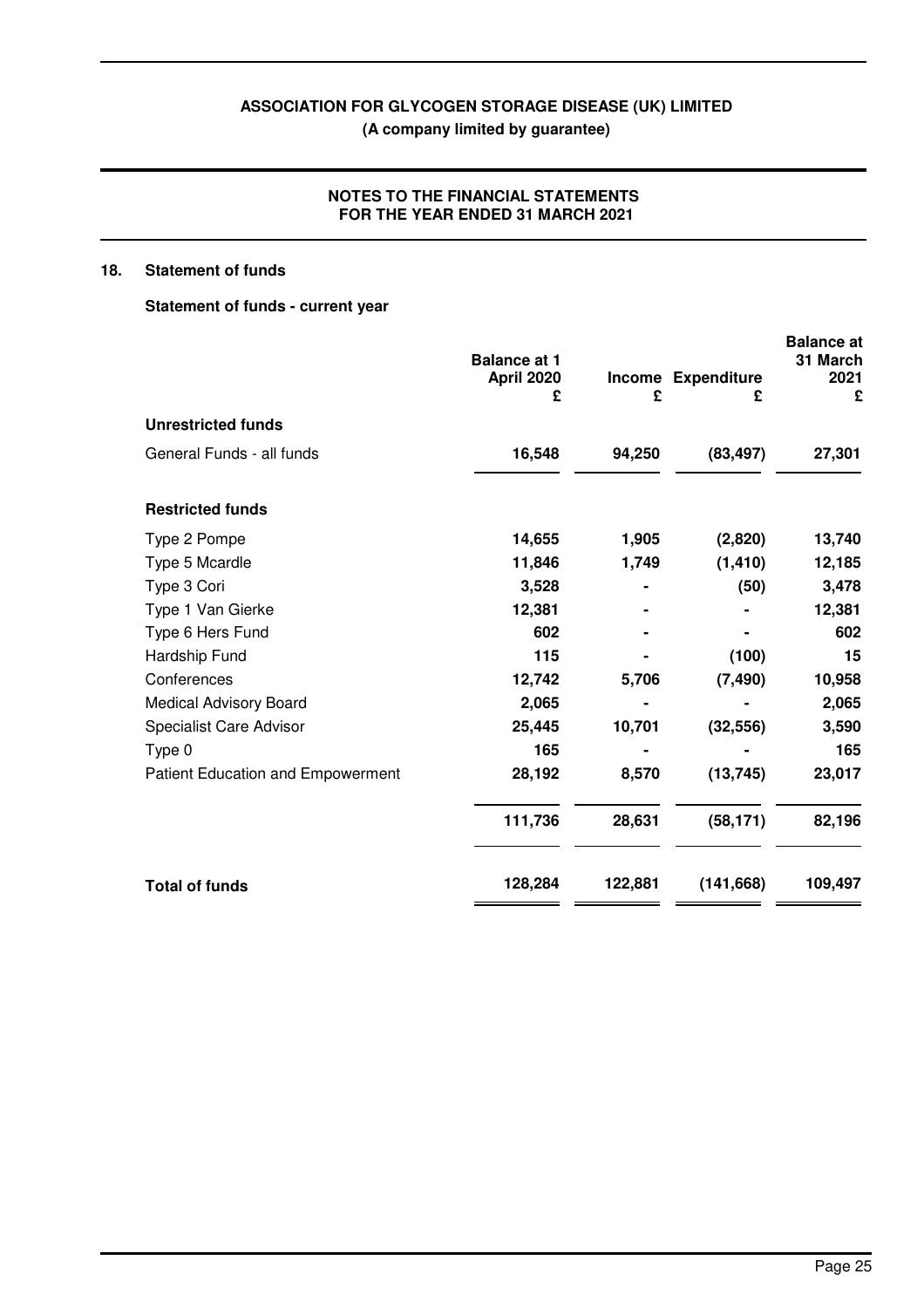# ASSOCIATION FOR GLYCOGEN STORAGE DISEASE (UK) LIMITED

**(A company limited by guarantee)**

**NOTES TO THE FINANCIAL STATEMENTS FOR THE YEAR ENDED 31 MARCH 2021**

## 18. Statement of funds

### Statement of funds - current year

| | Balance at 1 April 2020 £ | Income £ | Expenditure £ | Balance at 31 March 2021 £ |
|---|---|---|---|---|
| **Unrestricted funds** | | | | |
| General Funds - all funds | **16,548** | **94,250** | **(83,497)** | **27,301** |
| **Restricted funds** | | | | |
| Type 2 Pompe | **14,655** | **1,905** | **(2,820)** | **13,740** |
| Type 5 Mcardle | **11,846** | **1,749** | **(1,410)** | **12,185** |
| Type 3 Cori | **3,528** | **-** | **(50)** | **3,478** |
| Type 1 Van Gierke | **12,381** | **-** | **-** | **12,381** |
| Type 6 Hers Fund | **602** | **-** | **-** | **602** |
| Hardship Fund | **115** | **-** | **(100)** | **15** |
| Conferences | **12,742** | **5,706** | **(7,490)** | **10,958** |
| Medical Advisory Board | **2,065** | **-** | **-** | **2,065** |
| Specialist Care Advisor | **25,445** | **10,701** | **(32,556)** | **3,590** |
| Type 0 | **165** | **-** | **-** | **165** |
| Patient Education and Empowerment | **28,192** | **8,570** | **(13,745)** | **23,017** |
| | **111,736** | **28,631** | **(58,171)** | **82,196** |
| **Total of funds** | **128,284** | **122,881** | **(141,668)** | **109,497** |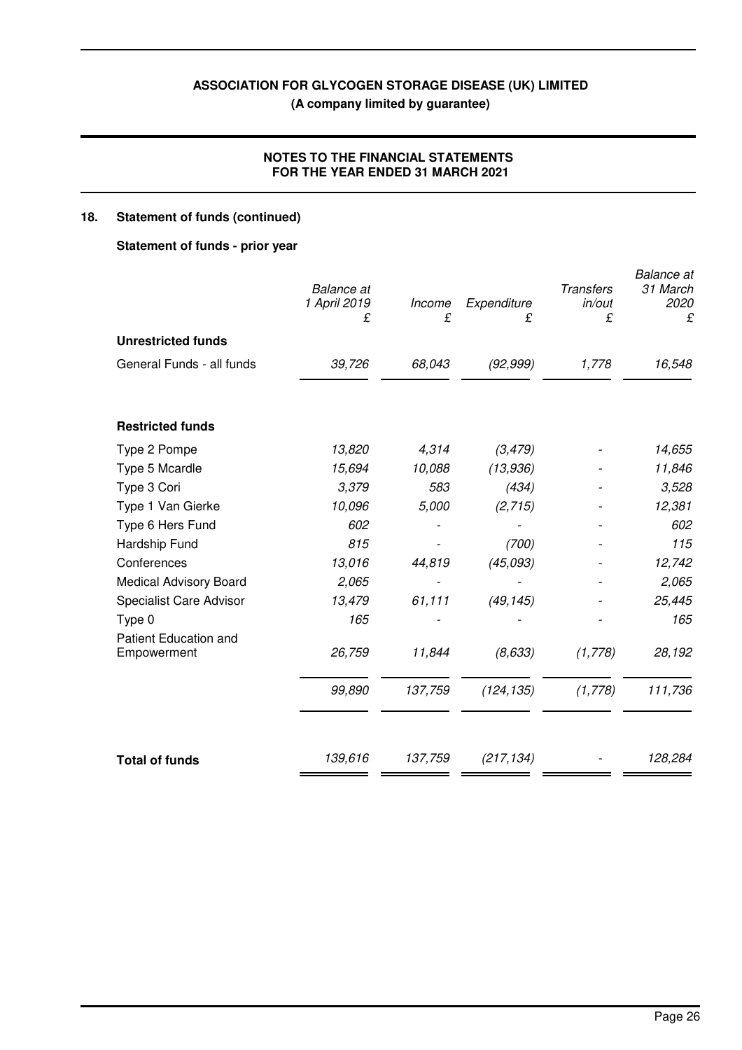# ASSOCIATION FOR GLYCOGEN STORAGE DISEASE (UK) LIMITED

**(A company limited by guarantee)**

**NOTES TO THE FINANCIAL STATEMENTS FOR THE YEAR ENDED 31 MARCH 2021**

## 18. Statement of funds (continued)

### Statement of funds - prior year

| | *Balance at 1 April 2019 £* | *Income £* | *Expenditure £* | *Transfers in/out £* | *Balance at 31 March 2020 £* |
|---|---|---|---|---|---|
| **Unrestricted funds** | | | | | |
| General Funds - all funds | *39,726* | *68,043* | *(92,999)* | *1,778* | *16,548* |
| **Restricted funds** | | | | | |
| Type 2 Pompe | *13,820* | *4,314* | *(3,479)* | *-* | *14,655* |
| Type 5 Mcardle | *15,694* | *10,088* | *(13,936)* | *-* | *11,846* |
| Type 3 Cori | *3,379* | *583* | *(434)* | *-* | *3,528* |
| Type 1 Van Gierke | *10,096* | *5,000* | *(2,715)* | *-* | *12,381* |
| Type 6 Hers Fund | *602* | *-* | *-* | *-* | *602* |
| Hardship Fund | *815* | *-* | *(700)* | *-* | *115* |
| Conferences | *13,016* | *44,819* | *(45,093)* | *-* | *12,742* |
| Medical Advisory Board | *2,065* | *-* | *-* | *-* | *2,065* |
| Specialist Care Advisor | *13,479* | *61,111* | *(49,145)* | *-* | *25,445* |
| Type 0 | *165* | *-* | *-* | *-* | *165* |
| Patient Education and Empowerment | *26,759* | *11,844* | *(8,633)* | *(1,778)* | *28,192* |
| | *99,890* | *137,759* | *(124,135)* | *(1,778)* | *111,736* |
| **Total of funds** | *139,616* | *137,759* | *(217,134)* | *-* | *128,284* |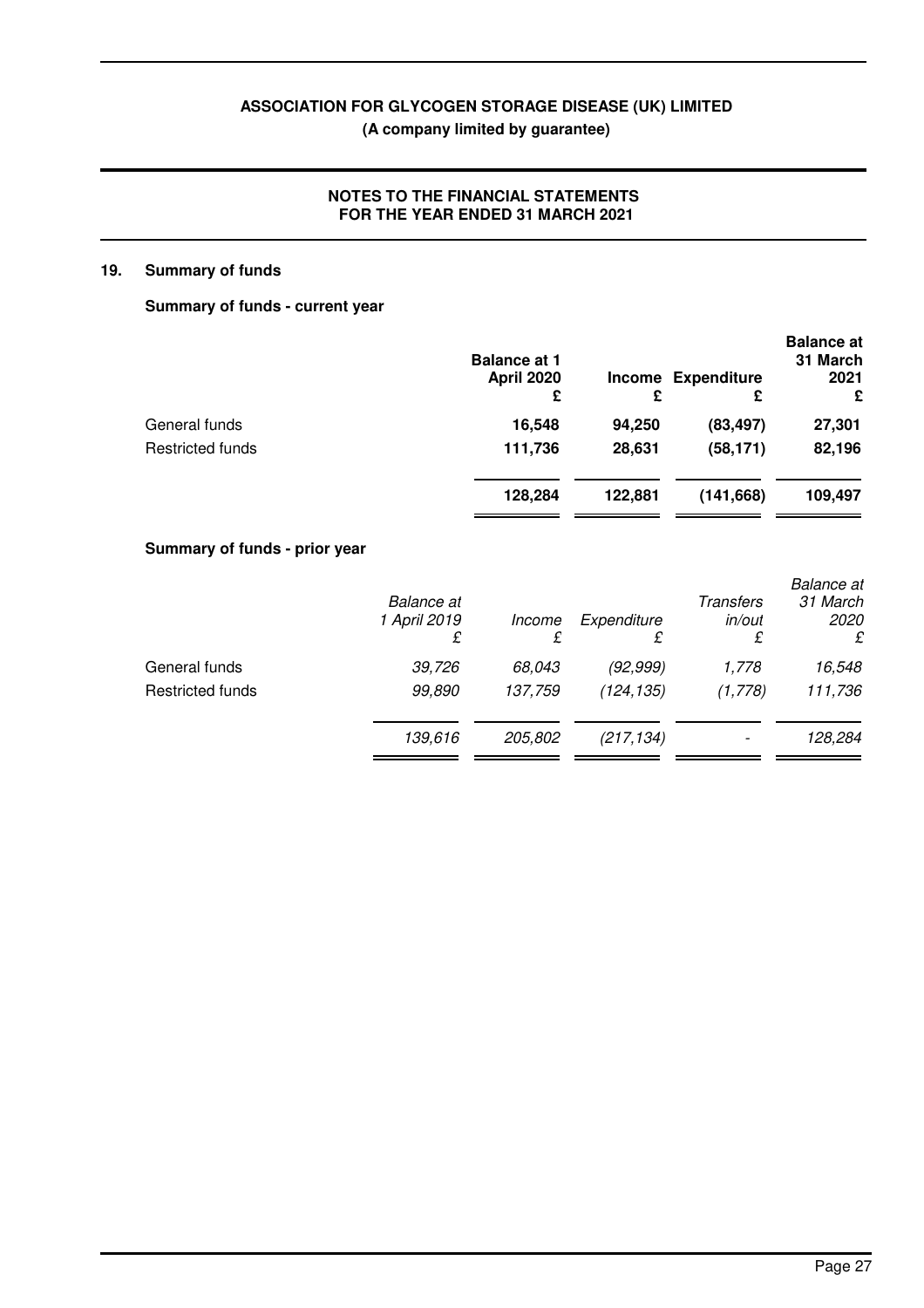# ASSOCIATION FOR GLYCOGEN STORAGE DISEASE (UK) LIMITED

**(A company limited by guarantee)**

**NOTES TO THE FINANCIAL STATEMENTS**
**FOR THE YEAR ENDED 31 MARCH 2021**

## 19. Summary of funds

### Summary of funds - current year

| | Balance at 1 April 2020 £ | Income £ | Expenditure £ | Balance at 31 March 2021 £ |
|---|---|---|---|---|
| General funds | 16,548 | 94,250 | (83,497) | 27,301 |
| Restricted funds | 111,736 | 28,631 | (58,171) | 82,196 |
| | **128,284** | **122,881** | **(141,668)** | **109,497** |

### Summary of funds - prior year

| | *Balance at 1 April 2019 £* | *Income £* | *Expenditure £* | *Transfers in/out £* | *Balance at 31 March 2020 £* |
|---|---|---|---|---|---|
| General funds | *39,726* | *68,043* | *(92,999)* | *1,778* | *16,548* |
| Restricted funds | *99,890* | *137,759* | *(124,135)* | *(1,778)* | *111,736* |
| | *139,616* | *205,802* | *(217,134)* | *-* | *128,284* |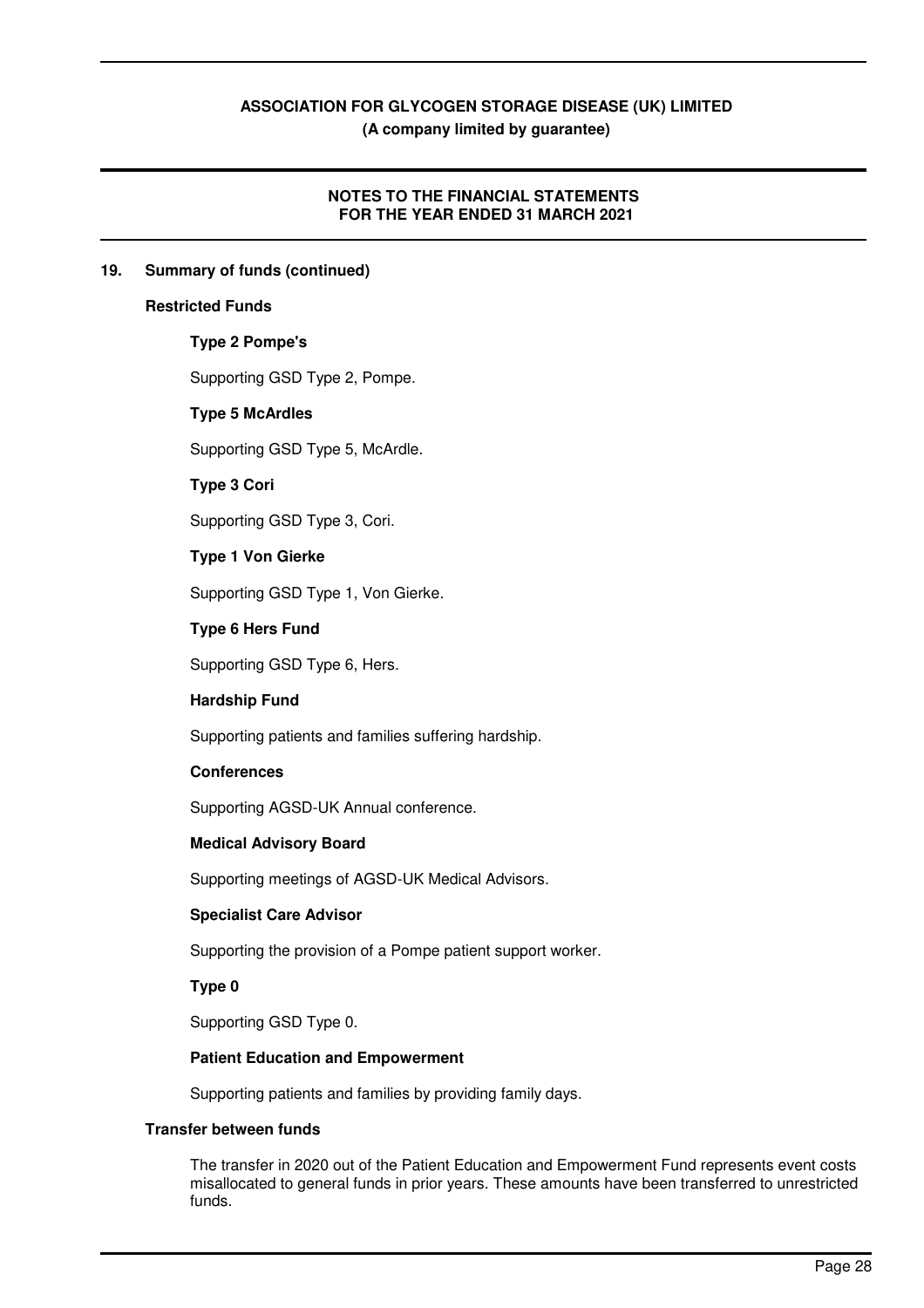## 19. Summary of funds (continued)

### Restricted Funds

**Type 2 Pompe's**

Supporting GSD Type 2, Pompe.

**Type 5 McArdles**

Supporting GSD Type 5, McArdle.

**Type 3 Cori**

Supporting GSD Type 3, Cori.

**Type 1 Von Gierke**

Supporting GSD Type 1, Von Gierke.

**Type 6 Hers Fund**

Supporting GSD Type 6, Hers.

**Hardship Fund**

Supporting patients and families suffering hardship.

**Conferences**

Supporting AGSD-UK Annual conference.

**Medical Advisory Board**

Supporting meetings of AGSD-UK Medical Advisors.

**Specialist Care Advisor**

Supporting the provision of a Pompe patient support worker.

**Type 0**

Supporting GSD Type 0.

**Patient Education and Empowerment**

Supporting patients and families by providing family days.

### Transfer between funds

The transfer in 2020 out of the Patient Education and Empowerment Fund represents event costs misallocated to general funds in prior years. These amounts have been transferred to unrestricted funds.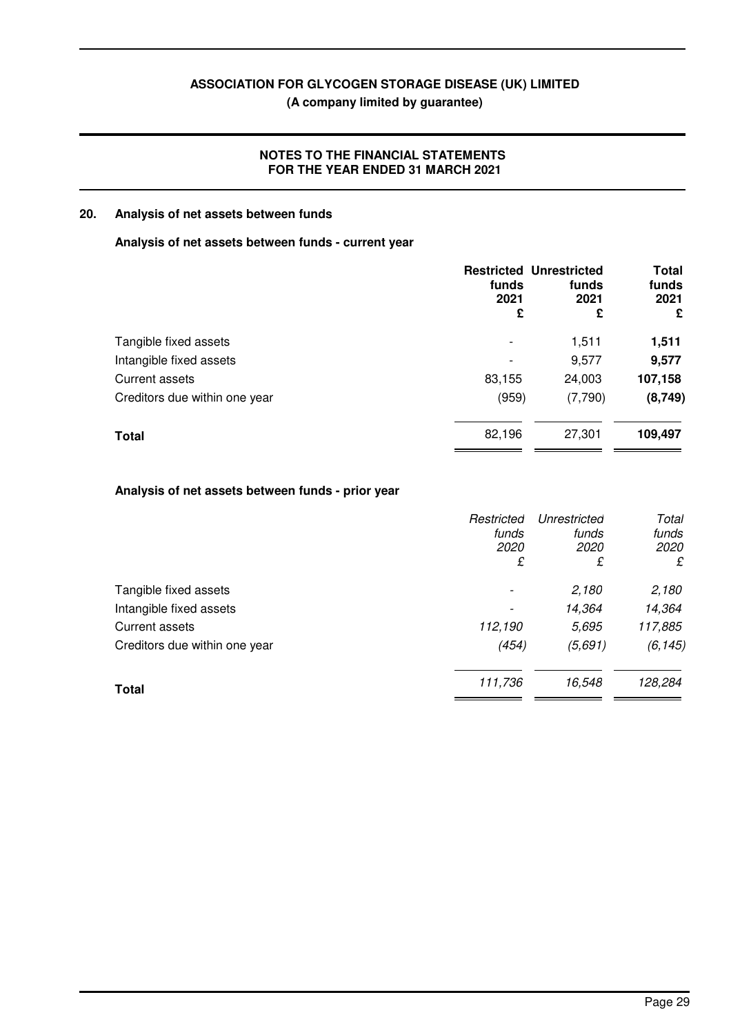## 20. Analysis of net assets between funds

### Analysis of net assets between funds - current year

| | Restricted funds 2021 £ | Unrestricted funds 2021 £ | Total funds 2021 £ |
|---|---|---|---|
| Tangible fixed assets | - | 1,511 | **1,511** |
| Intangible fixed assets | - | 9,577 | **9,577** |
| Current assets | 83,155 | 24,003 | **107,158** |
| Creditors due within one year | (959) | (7,790) | **(8,749)** |
| **Total** | 82,196 | 27,301 | **109,497** |

### Analysis of net assets between funds - prior year

| | *Restricted funds 2020 £* | *Unrestricted funds 2020 £* | *Total funds 2020 £* |
|---|---|---|---|
| Tangible fixed assets | - | *2,180* | *2,180* |
| Intangible fixed assets | - | *14,364* | *14,364* |
| Current assets | *112,190* | *5,695* | *117,885* |
| Creditors due within one year | *(454)* | *(5,691)* | *(6,145)* |
| **Total** | *111,736* | *16,548* | *128,284* |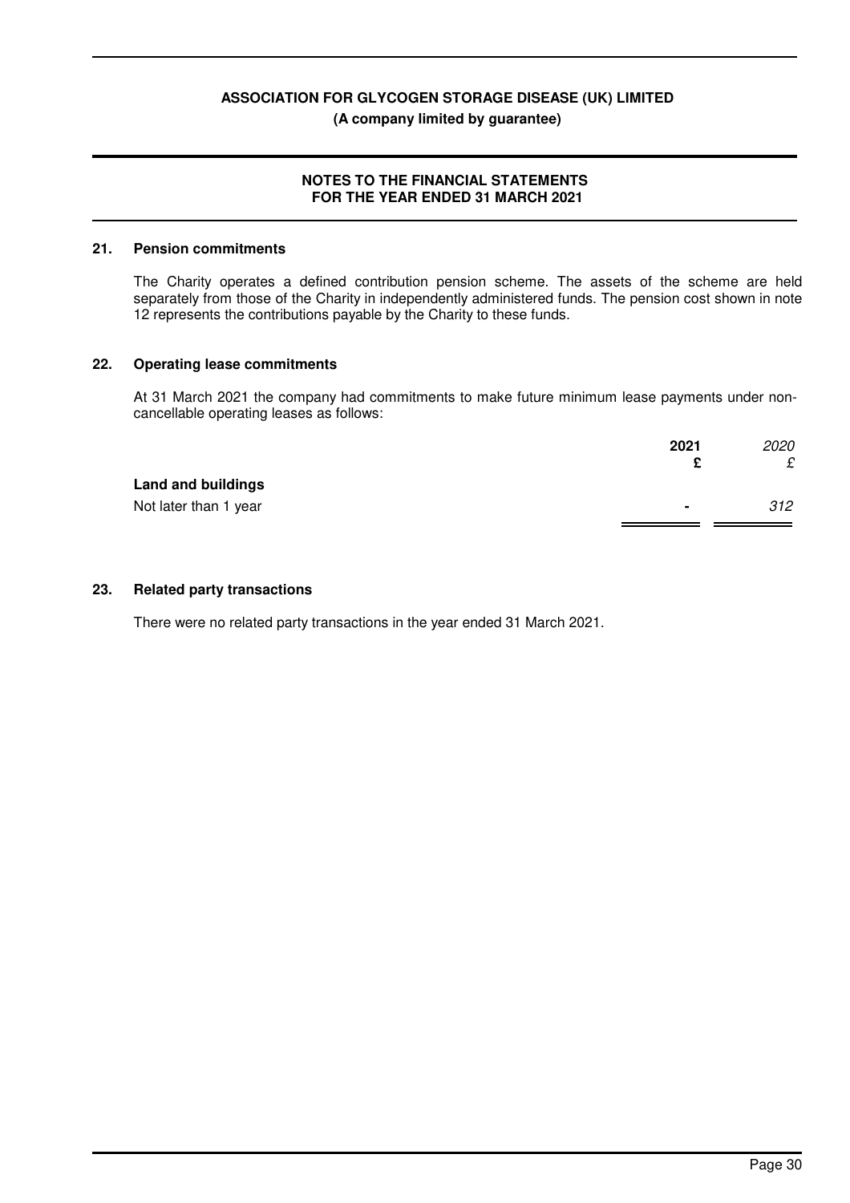## 21. Pension commitments

The Charity operates a defined contribution pension scheme. The assets of the scheme are held separately from those of the Charity in independently administered funds. The pension cost shown in note 12 represents the contributions payable by the Charity to these funds.

## 22. Operating lease commitments

At 31 March 2021 the company had commitments to make future minimum lease payments under non-cancellable operating leases as follows:

| | **2021** | *2020* |
|---|---|---|
| | **£** | *£* |
| **Land and buildings** | | |
| Not later than 1 year | **-** | *312* |

## 23. Related party transactions

There were no related party transactions in the year ended 31 March 2021.